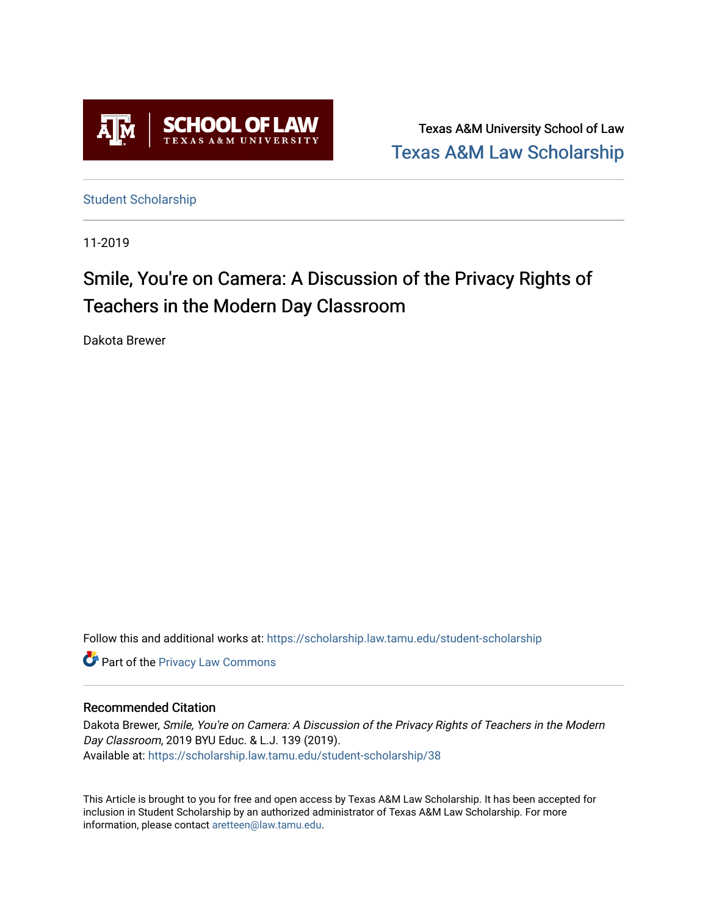SCHOOL OF LAW
TEXAS A&M UNIVERSITY

Texas A&M University School of Law
Texas A&M Law Scholarship

Student Scholarship

11-2019

# Smile, You're on Camera: A Discussion of the Privacy Rights of Teachers in the Modern Day Classroom

Dakota Brewer

Follow this and additional works at: https://scholarship.law.tamu.edu/student-scholarship

Part of the Privacy Law Commons

## Recommended Citation

Dakota Brewer, *Smile, You're on Camera: A Discussion of the Privacy Rights of Teachers in the Modern Day Classroom*, 2019 BYU Educ. & L.J. 139 (2019).
Available at: https://scholarship.law.tamu.edu/student-scholarship/38

This Article is brought to you for free and open access by Texas A&M Law Scholarship. It has been accepted for inclusion in Student Scholarship by an authorized administrator of Texas A&M Law Scholarship. For more information, please contact aretteen@law.tamu.edu.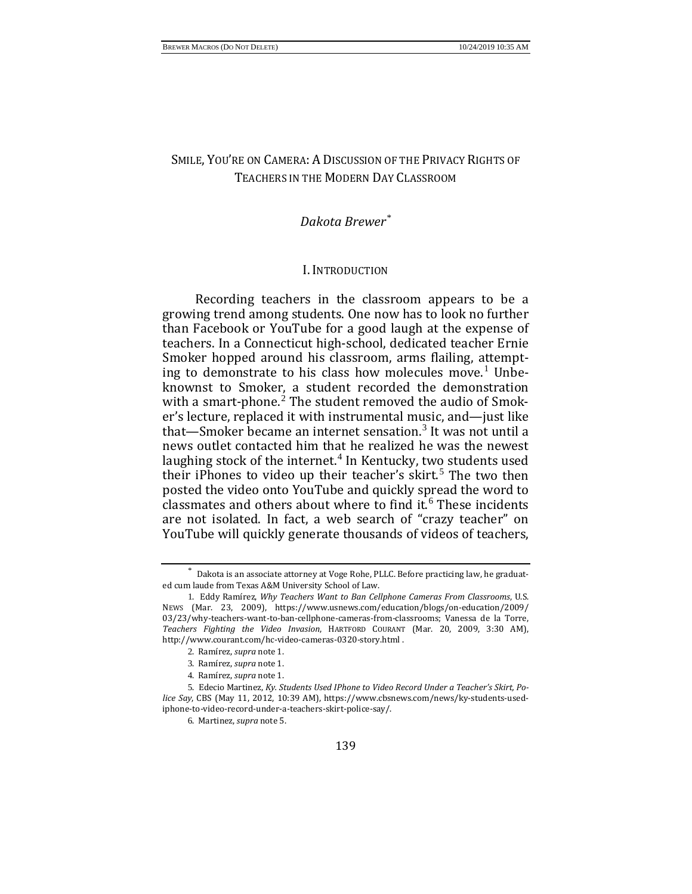# Smile, You're on Camera: A Discussion of the Privacy Rights of Teachers in the Modern Day Classroom

*Dakota Brewer*[*]

## I. Introduction

Recording teachers in the classroom appears to be a growing trend among students. One now has to look no further than Facebook or YouTube for a good laugh at the expense of teachers. In a Connecticut high-school, dedicated teacher Ernie Smoker hopped around his classroom, arms flailing, attempting to demonstrate to his class how molecules move.[1] Unbeknownst to Smoker, a student recorded the demonstration with a smart-phone.[2] The student removed the audio of Smoker's lecture, replaced it with instrumental music, and—just like that—Smoker became an internet sensation.[3] It was not until a news outlet contacted him that he realized he was the newest laughing stock of the internet.[4] In Kentucky, two students used their iPhones to video up their teacher's skirt.[5] The two then posted the video onto YouTube and quickly spread the word to classmates and others about where to find it.[6] These incidents are not isolated. In fact, a web search of "crazy teacher" on YouTube will quickly generate thousands of videos of teachers,

---

[*] Dakota is an associate attorney at Voge Rohe, PLLC. Before practicing law, he graduated cum laude from Texas A&M University School of Law.

1. Eddy Ramírez, *Why Teachers Want to Ban Cellphone Cameras From Classrooms*, U.S. NEWS (Mar. 23, 2009), https://www.usnews.com/education/blogs/on-education/2009/03/23/why-teachers-want-to-ban-cellphone-cameras-from-classrooms; Vanessa de la Torre, *Teachers Fighting the Video Invasion*, HARTFORD COURANT (Mar. 20, 2009, 3:30 AM), http://www.courant.com/hc-video-cameras-0320-story.html .

2. Ramírez, *supra* note 1.

3. Ramírez, *supra* note 1.

4. Ramírez, *supra* note 1.

5. Edecio Martinez, *Ky. Students Used IPhone to Video Record Under a Teacher's Skirt, Police Say*, CBS (May 11, 2012, 10:39 AM), https://www.cbsnews.com/news/ky-students-used-iphone-to-video-record-under-a-teachers-skirt-police-say/.

6. Martinez, *supra* note 5.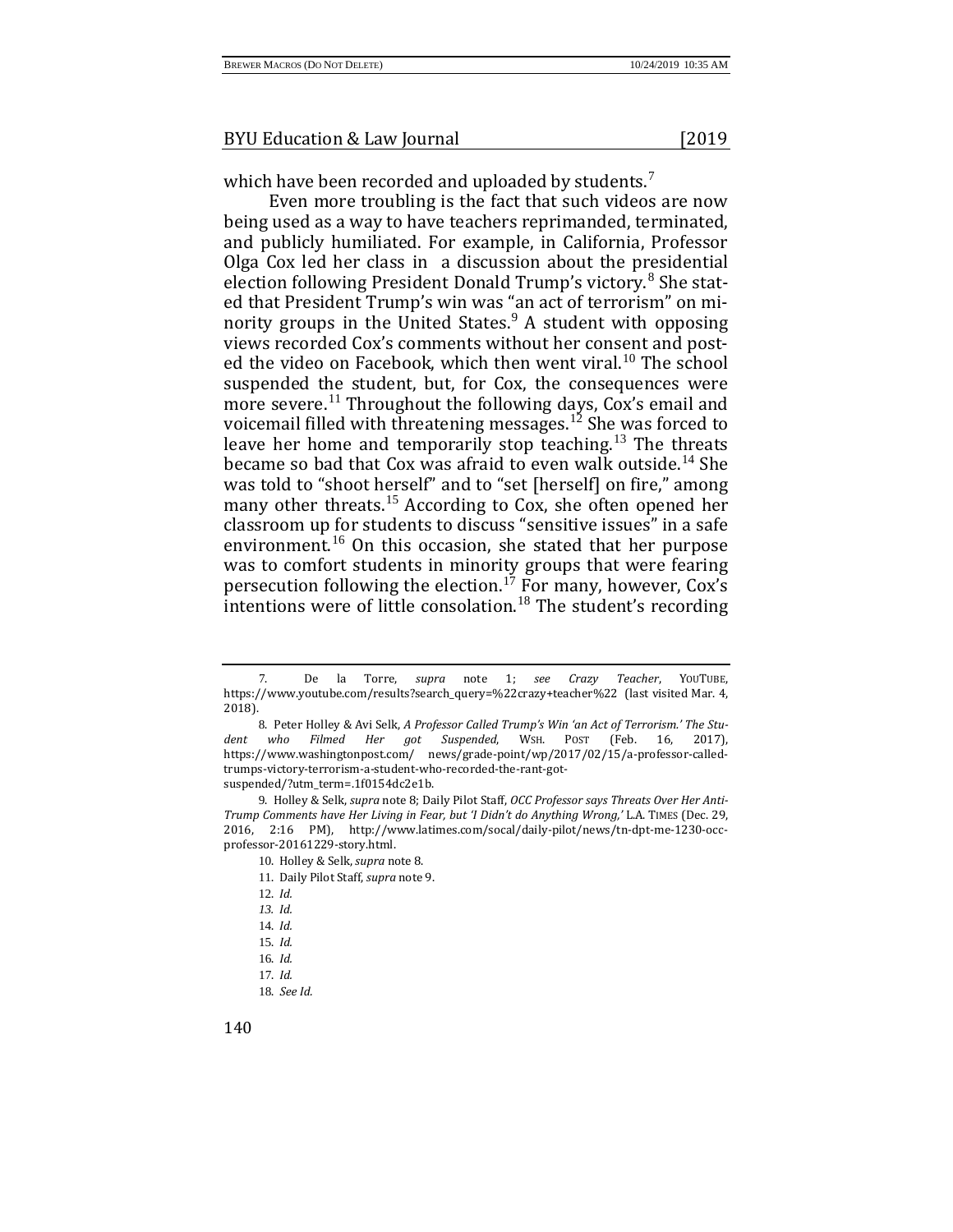which have been recorded and uploaded by students.[7]

Even more troubling is the fact that such videos are now being used as a way to have teachers reprimanded, terminated, and publicly humiliated. For example, in California, Professor Olga Cox led her class in a discussion about the presidential election following President Donald Trump's victory.[8] She stated that President Trump's win was "an act of terrorism" on minority groups in the United States.[9] A student with opposing views recorded Cox's comments without her consent and posted the video on Facebook, which then went viral.[10] The school suspended the student, but, for Cox, the consequences were more severe.[11] Throughout the following days, Cox's email and voicemail filled with threatening messages.[12] She was forced to leave her home and temporarily stop teaching.[13] The threats became so bad that Cox was afraid to even walk outside.[14] She was told to "shoot herself" and to "set [herself] on fire," among many other threats.[15] According to Cox, she often opened her classroom up for students to discuss "sensitive issues" in a safe environment.[16] On this occasion, she stated that her purpose was to comfort students in minority groups that were fearing persecution following the election.[17] For many, however, Cox's intentions were of little consolation.[18] The student's recording

---

7. De la Torre, *supra* note 1; *see Crazy Teacher*, YOUTUBE, https://www.youtube.com/results?search_query=%22crazy+teacher%22 (last visited Mar. 4, 2018).

8. Peter Holley & Avi Selk, *A Professor Called Trump's Win 'an Act of Terrorism.' The Student who Filmed Her got Suspended*, WSH. POST (Feb. 16, 2017), https://www.washingtonpost.com/ news/grade-point/wp/2017/02/15/a-professor-called-trumps-victory-terrorism-a-student-who-recorded-the-rant-got-suspended/?utm_term=.1f0154dc2e1b.

9. Holley & Selk, *supra* note 8; Daily Pilot Staff, *OCC Professor says Threats Over Her Anti-Trump Comments have Her Living in Fear, but 'I Didn't do Anything Wrong,'* L.A. TIMES (Dec. 29, 2016, 2:16 PM), http://www.latimes.com/socal/daily-pilot/news/tn-dpt-me-1230-occ-professor-20161229-story.html.

10. Holley & Selk, *supra* note 8.

11. Daily Pilot Staff, *supra* note 9.

12. *Id.*

13. *Id.*

14. *Id.*

15. *Id.*

16. *Id.*

17. *Id.*

18. *See Id.*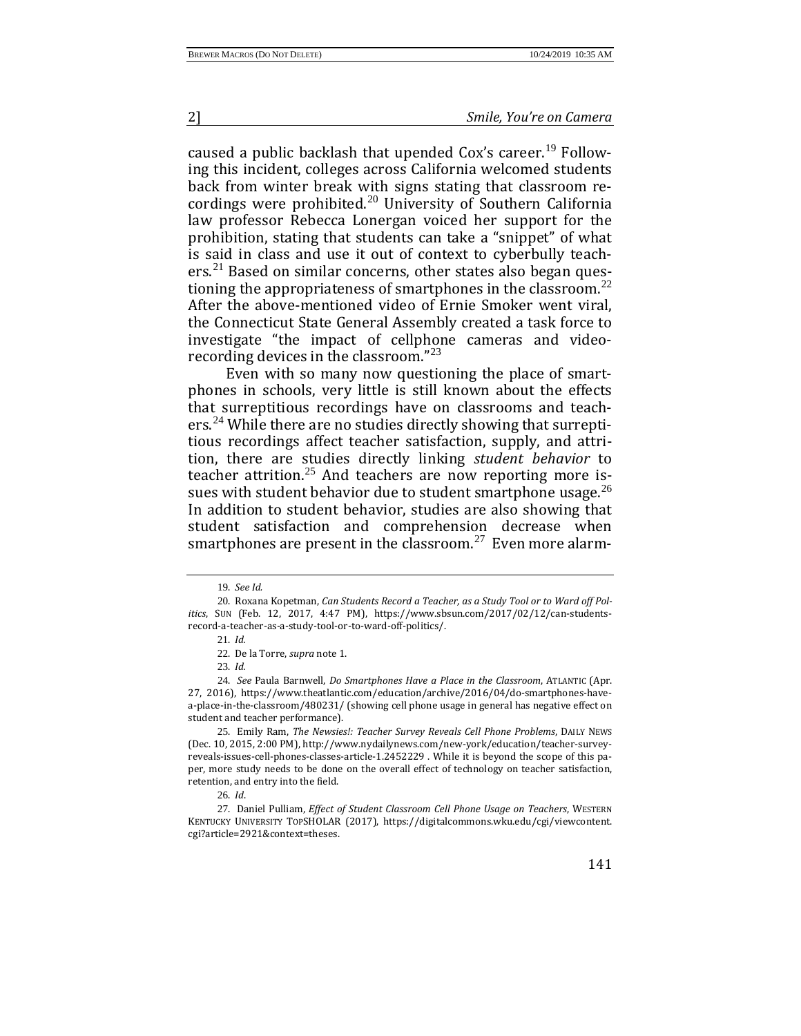caused a public backlash that upended Cox's career.[19] Following this incident, colleges across California welcomed students back from winter break with signs stating that classroom recordings were prohibited.[20] University of Southern California law professor Rebecca Lonergan voiced her support for the prohibition, stating that students can take a "snippet" of what is said in class and use it out of context to cyberbully teachers.[21] Based on similar concerns, other states also began questioning the appropriateness of smartphones in the classroom.[22] After the above-mentioned video of Ernie Smoker went viral, the Connecticut State General Assembly created a task force to investigate "the impact of cellphone cameras and video-recording devices in the classroom."[23]

Even with so many now questioning the place of smartphones in schools, very little is still known about the effects that surreptitious recordings have on classrooms and teachers.[24] While there are no studies directly showing that surreptitious recordings affect teacher satisfaction, supply, and attrition, there are studies directly linking *student behavior* to teacher attrition.[25] And teachers are now reporting more issues with student behavior due to student smartphone usage.[26] In addition to student behavior, studies are also showing that student satisfaction and comprehension decrease when smartphones are present in the classroom.[27] Even more alarm-

---

19. *See Id.*

20. Roxana Kopetman, *Can Students Record a Teacher, as a Study Tool or to Ward off Politics*, SUN (Feb. 12, 2017, 4:47 PM), https://www.sbsun.com/2017/02/12/can-students-record-a-teacher-as-a-study-tool-or-to-ward-off-politics/.

21. *Id.*

22. De la Torre, *supra* note 1.

23. *Id.*

24. *See* Paula Barnwell, *Do Smartphones Have a Place in the Classroom*, ATLANTIC (Apr. 27, 2016), https://www.theatlantic.com/education/archive/2016/04/do-smartphones-have-a-place-in-the-classroom/480231/ (showing cell phone usage in general has negative effect on student and teacher performance).

25. Emily Ram, *The Newsies!: Teacher Survey Reveals Cell Phone Problems*, DAILY NEWS (Dec. 10, 2015, 2:00 PM), http://www.nydailynews.com/new-york/education/teacher-survey-reveals-issues-cell-phones-classes-article-1.2452229 . While it is beyond the scope of this paper, more study needs to be done on the overall effect of technology on teacher satisfaction, retention, and entry into the field.

26. *Id*.

27. Daniel Pulliam, *Effect of Student Classroom Cell Phone Usage on Teachers*, WESTERN KENTUCKY UNIVERSITY TOPSHOLAR (2017), https://digitalcommons.wku.edu/cgi/viewcontent.cgi?article=2921&context=theses.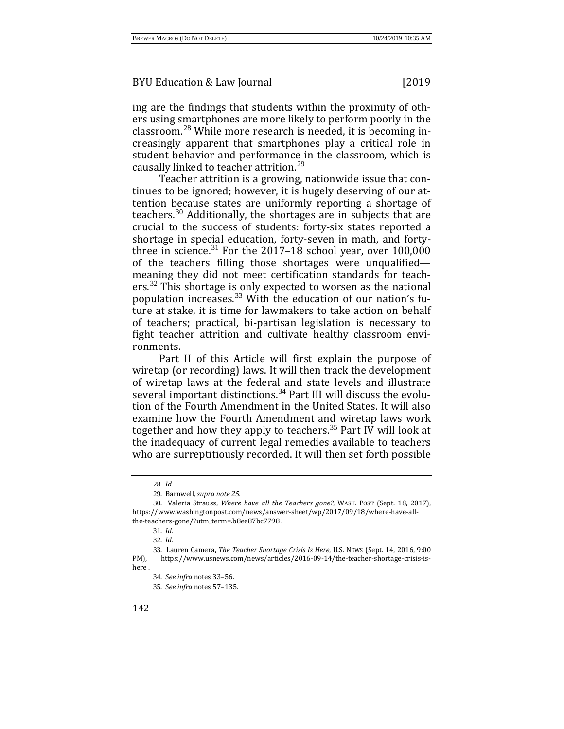ing are the findings that students within the proximity of others using smartphones are more likely to perform poorly in the classroom.[28] While more research is needed, it is becoming increasingly apparent that smartphones play a critical role in student behavior and performance in the classroom, which is causally linked to teacher attrition.[29]

Teacher attrition is a growing, nationwide issue that continues to be ignored; however, it is hugely deserving of our attention because states are uniformly reporting a shortage of teachers.[30] Additionally, the shortages are in subjects that are crucial to the success of students: forty-six states reported a shortage in special education, forty-seven in math, and forty-three in science.[31] For the 2017–18 school year, over 100,000 of the teachers filling those shortages were unqualified—meaning they did not meet certification standards for teachers.[32] This shortage is only expected to worsen as the national population increases.[33] With the education of our nation's future at stake, it is time for lawmakers to take action on behalf of teachers; practical, bi-partisan legislation is necessary to fight teacher attrition and cultivate healthy classroom environments.

Part II of this Article will first explain the purpose of wiretap (or recording) laws. It will then track the development of wiretap laws at the federal and state levels and illustrate several important distinctions.[34] Part III will discuss the evolution of the Fourth Amendment in the United States. It will also examine how the Fourth Amendment and wiretap laws work together and how they apply to teachers.[35] Part IV will look at the inadequacy of current legal remedies available to teachers who are surreptitiously recorded. It will then set forth possible

---

28. *Id.*

29. Barnwell, *supra note 25.*

30. Valeria Strauss, *Where have all the Teachers gone?*, WASH. POST (Sept. 18, 2017), https://www.washingtonpost.com/news/answer-sheet/wp/2017/09/18/where-have-all-the-teachers-gone/?utm_term=.b8ee87bc7798 .

31. *Id.*

32. *Id.*

33. Lauren Camera, *The Teacher Shortage Crisis Is Here*, U.S. NEWS (Sept. 14, 2016, 9:00 PM), https://www.usnews.com/news/articles/2016-09-14/the-teacher-shortage-crisis-is-here .

34. *See infra* notes 33–56.

35. *See infra* notes 57–135.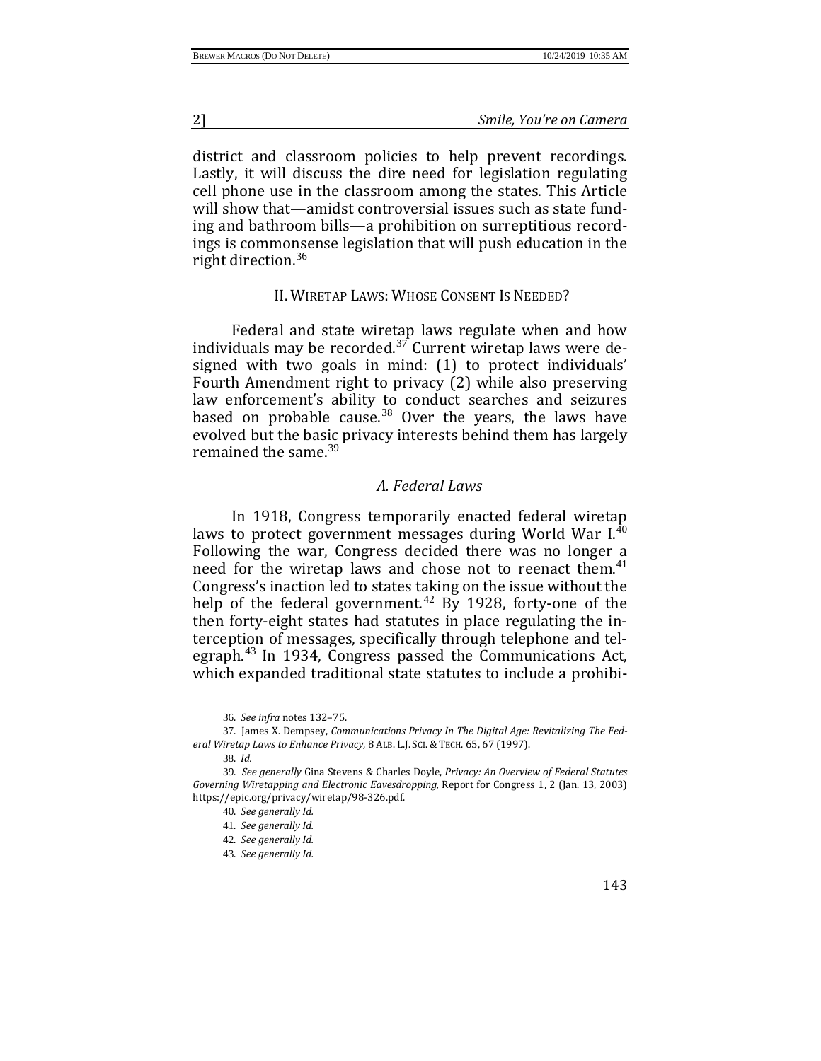district and classroom policies to help prevent recordings. Lastly, it will discuss the dire need for legislation regulating cell phone use in the classroom among the states. This Article will show that—amidst controversial issues such as state funding and bathroom bills—a prohibition on surreptitious recordings is commonsense legislation that will push education in the right direction.[36]

## II. Wiretap Laws: Whose Consent Is Needed?

Federal and state wiretap laws regulate when and how individuals may be recorded.[37] Current wiretap laws were designed with two goals in mind: (1) to protect individuals' Fourth Amendment right to privacy (2) while also preserving law enforcement's ability to conduct searches and seizures based on probable cause.[38] Over the years, the laws have evolved but the basic privacy interests behind them has largely remained the same.[39]

### *A. Federal Laws*

In 1918, Congress temporarily enacted federal wiretap laws to protect government messages during World War I.[40] Following the war, Congress decided there was no longer a need for the wiretap laws and chose not to reenact them.[41] Congress's inaction led to states taking on the issue without the help of the federal government.[42] By 1928, forty-one of the then forty-eight states had statutes in place regulating the interception of messages, specifically through telephone and telegraph.[43] In 1934, Congress passed the Communications Act, which expanded traditional state statutes to include a prohibi-

---

36. *See infra* notes 132–75.

37. James X. Dempsey, *Communications Privacy In The Digital Age: Revitalizing The Federal Wiretap Laws to Enhance Privacy*, 8 ALB. L.J. SCI. & TECH. 65, 67 (1997).

38. *Id.*

39. *See generally* Gina Stevens & Charles Doyle, *Privacy: An Overview of Federal Statutes Governing Wiretapping and Electronic Eavesdropping*, Report for Congress 1, 2 (Jan. 13, 2003) https://epic.org/privacy/wiretap/98-326.pdf.

40. *See generally Id.*

41. *See generally Id.*

42. *See generally Id.*

43. *See generally Id.*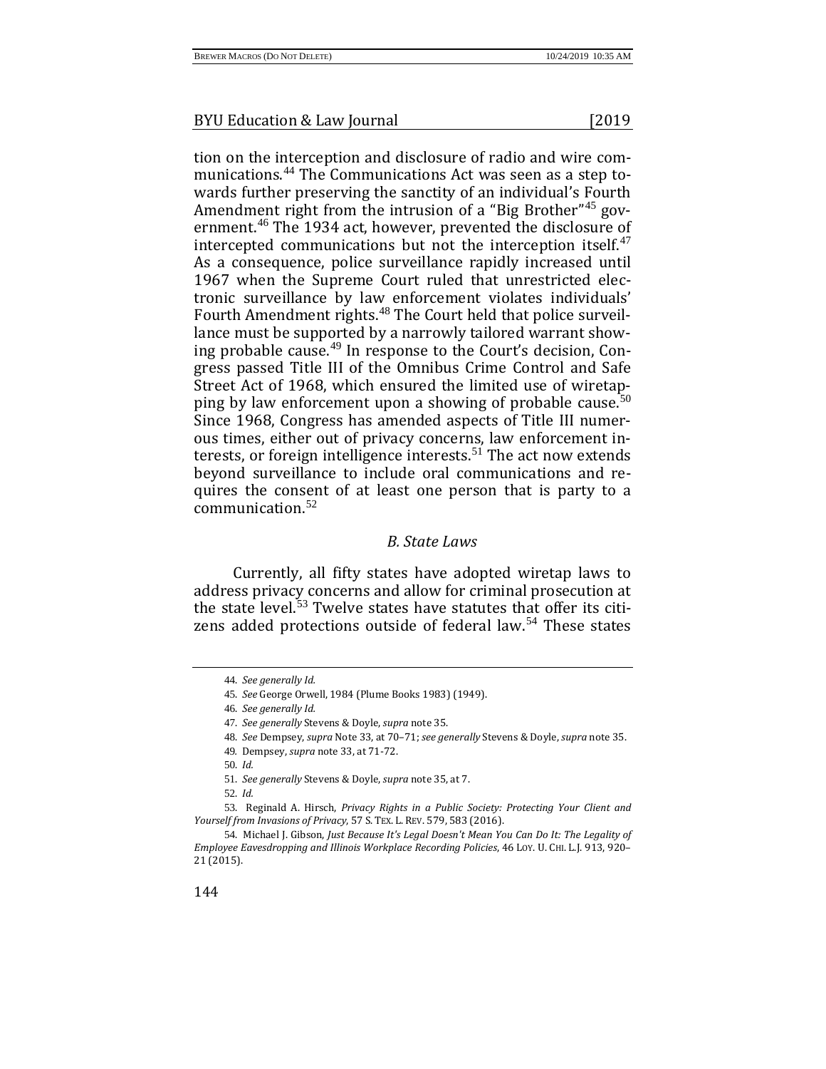tion on the interception and disclosure of radio and wire communications.[44] The Communications Act was seen as a step towards further preserving the sanctity of an individual's Fourth Amendment right from the intrusion of a "Big Brother"[45] government.[46] The 1934 act, however, prevented the disclosure of intercepted communications but not the interception itself.[47] As a consequence, police surveillance rapidly increased until 1967 when the Supreme Court ruled that unrestricted electronic surveillance by law enforcement violates individuals' Fourth Amendment rights.[48] The Court held that police surveillance must be supported by a narrowly tailored warrant showing probable cause.[49] In response to the Court's decision, Congress passed Title III of the Omnibus Crime Control and Safe Street Act of 1968, which ensured the limited use of wiretapping by law enforcement upon a showing of probable cause.[50] Since 1968, Congress has amended aspects of Title III numerous times, either out of privacy concerns, law enforcement interests, or foreign intelligence interests.[51] The act now extends beyond surveillance to include oral communications and requires the consent of at least one person that is party to a communication.[52]

### *B. State Laws*

Currently, all fifty states have adopted wiretap laws to address privacy concerns and allow for criminal prosecution at the state level.[53] Twelve states have statutes that offer its citizens added protections outside of federal law.[54] These states

---

44. *See generally Id.*

45. *See* George Orwell, 1984 (Plume Books 1983) (1949).

46. *See generally Id.*

47. *See generally* Stevens & Doyle, *supra* note 35.

48. *See* Dempsey, *supra* Note 33, at 70–71; *see generally* Stevens & Doyle, *supra* note 35.

49. Dempsey, *supra* note 33, at 71-72.

50. *Id.*

51. *See generally* Stevens & Doyle, *supra* note 35, at 7.

52. *Id.*

53. Reginald A. Hirsch, *Privacy Rights in a Public Society: Protecting Your Client and Yourself from Invasions of Privacy*, 57 S. TEX. L. REV. 579, 583 (2016).

54. Michael J. Gibson, *Just Because It's Legal Doesn't Mean You Can Do It: The Legality of Employee Eavesdropping and Illinois Workplace Recording Policies*, 46 LOY. U. CHI. L.J. 913, 920–21 (2015).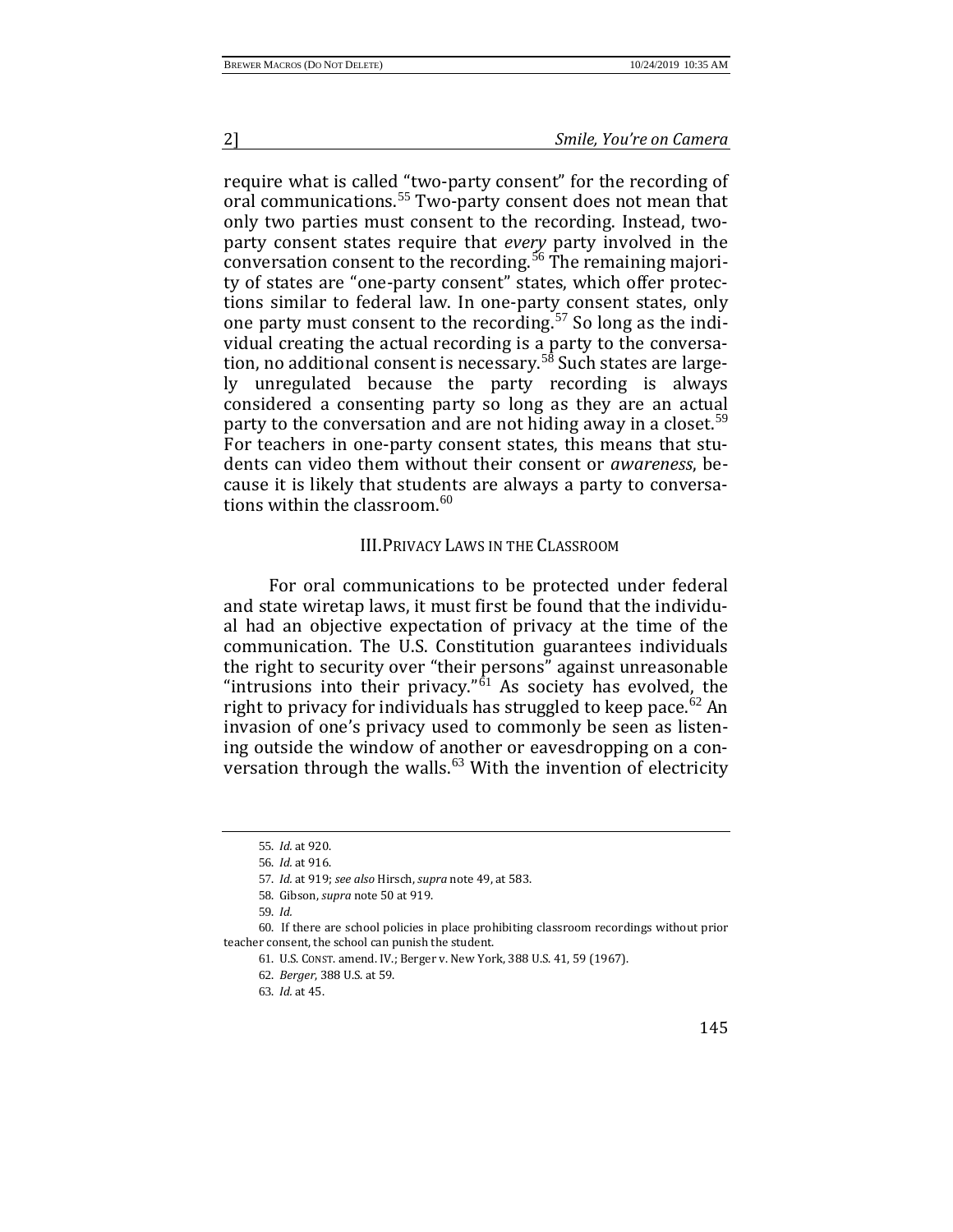require what is called "two-party consent" for the recording of oral communications.[55] Two-party consent does not mean that only two parties must consent to the recording. Instead, two-party consent states require that *every* party involved in the conversation consent to the recording.[56] The remaining majority of states are "one-party consent" states, which offer protections similar to federal law. In one-party consent states, only one party must consent to the recording.[57] So long as the individual creating the actual recording is a party to the conversation, no additional consent is necessary.[58] Such states are largely unregulated because the party recording is always considered a consenting party so long as they are an actual party to the conversation and are not hiding away in a closet.[59] For teachers in one-party consent states, this means that students can video them without their consent or *awareness*, because it is likely that students are always a party to conversations within the classroom.[60]

## III. PRIVACY LAWS IN THE CLASSROOM

For oral communications to be protected under federal and state wiretap laws, it must first be found that the individual had an objective expectation of privacy at the time of the communication. The U.S. Constitution guarantees individuals the right to security over "their persons" against unreasonable "intrusions into their privacy."[61] As society has evolved, the right to privacy for individuals has struggled to keep pace.[62] An invasion of one's privacy used to commonly be seen as listening outside the window of another or eavesdropping on a conversation through the walls.[63] With the invention of electricity

---

55. *Id.* at 920.

56. *Id.* at 916.

57. *Id.* at 919; *see also* Hirsch, *supra* note 49, at 583.

58. Gibson, *supra* note 50 at 919.

59. *Id.*

60. If there are school policies in place prohibiting classroom recordings without prior teacher consent, the school can punish the student.

61. U.S. CONST. amend. IV.; Berger v. New York, 388 U.S. 41, 59 (1967).

62. *Berger*, 388 U.S. at 59.

63. *Id.* at 45.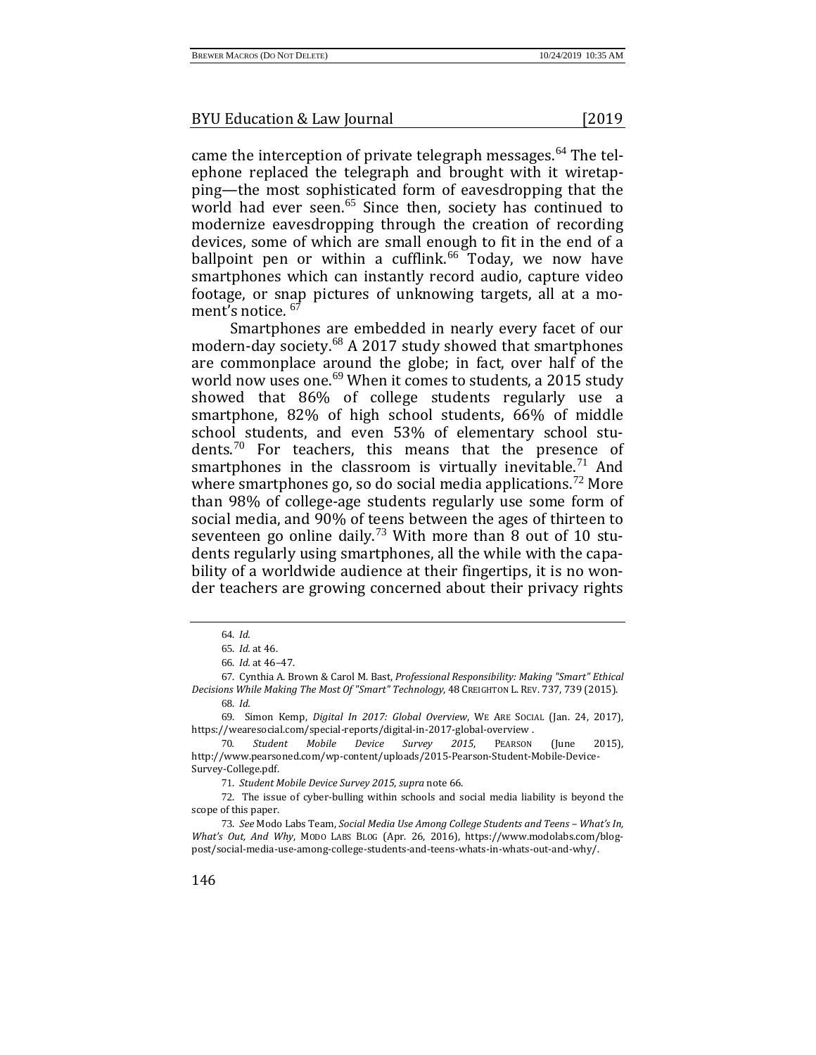came the interception of private telegraph messages.[64] The telephone replaced the telegraph and brought with it wiretapping—the most sophisticated form of eavesdropping that the world had ever seen.[65] Since then, society has continued to modernize eavesdropping through the creation of recording devices, some of which are small enough to fit in the end of a ballpoint pen or within a cufflink.[66] Today, we now have smartphones which can instantly record audio, capture video footage, or snap pictures of unknowing targets, all at a moment's notice.[67]

Smartphones are embedded in nearly every facet of our modern-day society.[68] A 2017 study showed that smartphones are commonplace around the globe; in fact, over half of the world now uses one.[69] When it comes to students, a 2015 study showed that 86% of college students regularly use a smartphone, 82% of high school students, 66% of middle school students, and even 53% of elementary school students.[70] For teachers, this means that the presence of smartphones in the classroom is virtually inevitable.[71] And where smartphones go, so do social media applications.[72] More than 98% of college-age students regularly use some form of social media, and 90% of teens between the ages of thirteen to seventeen go online daily.[73] With more than 8 out of 10 students regularly using smartphones, all the while with the capability of a worldwide audience at their fingertips, it is no wonder teachers are growing concerned about their privacy rights

---

64. *Id.*

65. *Id.* at 46.

66. *Id.* at 46–47.

67. Cynthia A. Brown & Carol M. Bast, *Professional Responsibility: Making "Smart" Ethical Decisions While Making The Most Of "Smart" Technology*, 48 CREIGHTON L. REV. 737, 739 (2015).

68. *Id.*

69. Simon Kemp, *Digital In 2017: Global Overview*, WE ARE SOCIAL (Jan. 24, 2017), https://wearesocial.com/special-reports/digital-in-2017-global-overview .

70. *Student Mobile Device Survey 2015*, PEARSON (June 2015), http://www.pearsoned.com/wp-content/uploads/2015-Pearson-Student-Mobile-Device-Survey-College.pdf.

71. *Student Mobile Device Survey 2015*, *supra* note 66.

72. The issue of cyber-bulling within schools and social media liability is beyond the scope of this paper.

73. *See* Modo Labs Team, *Social Media Use Among College Students and Teens – What's In, What's Out, And Why*, MODO LABS BLOG (Apr. 26, 2016), https://www.modolabs.com/blog-post/social-media-use-among-college-students-and-teens-whats-in-whats-out-and-why/.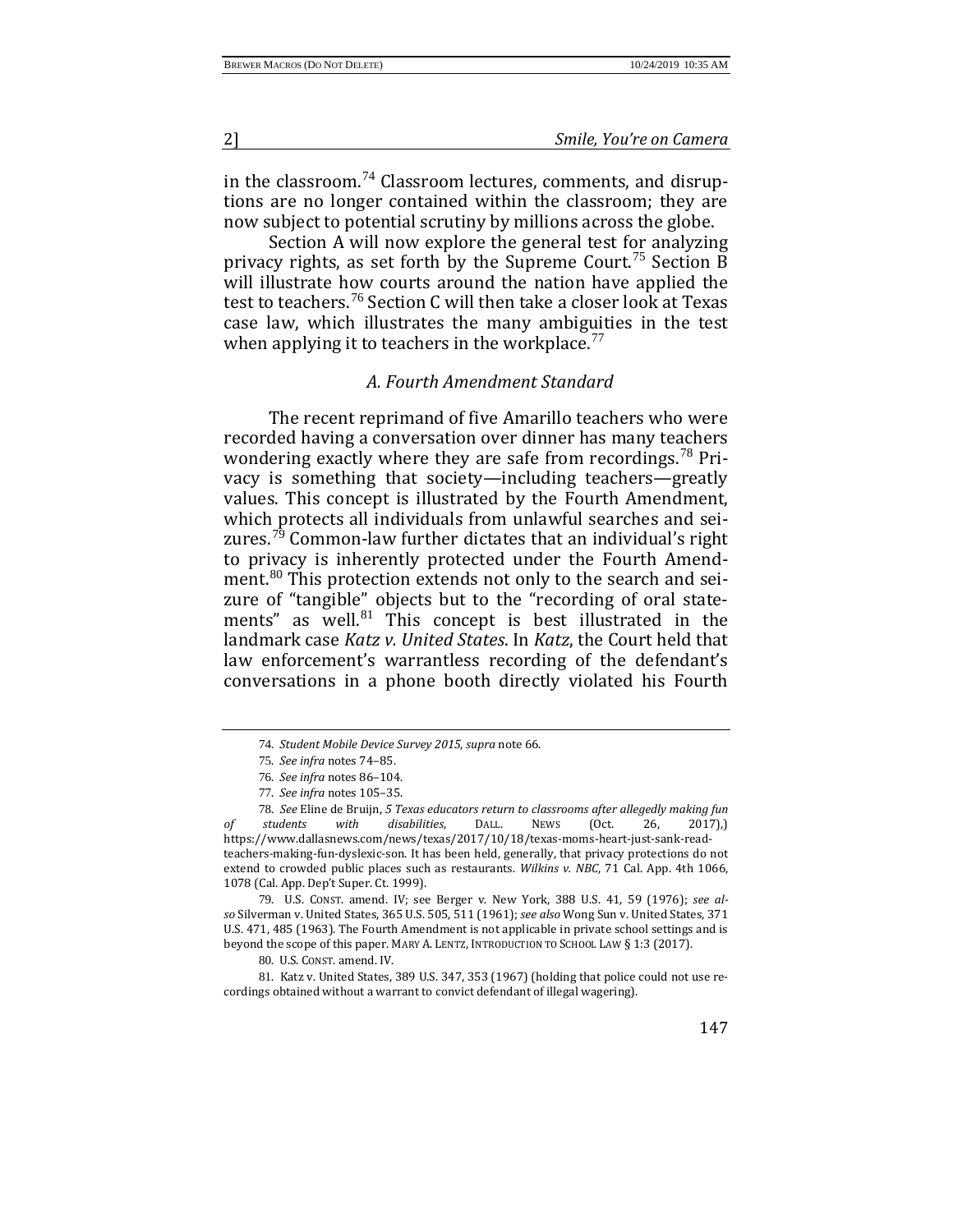in the classroom.[74] Classroom lectures, comments, and disruptions are no longer contained within the classroom; they are now subject to potential scrutiny by millions across the globe.

Section A will now explore the general test for analyzing privacy rights, as set forth by the Supreme Court.[75] Section B will illustrate how courts around the nation have applied the test to teachers.[76] Section C will then take a closer look at Texas case law, which illustrates the many ambiguities in the test when applying it to teachers in the workplace.[77]

### *A. Fourth Amendment Standard*

The recent reprimand of five Amarillo teachers who were recorded having a conversation over dinner has many teachers wondering exactly where they are safe from recordings.[78] Privacy is something that society—including teachers—greatly values. This concept is illustrated by the Fourth Amendment, which protects all individuals from unlawful searches and seizures.[79] Common-law further dictates that an individual's right to privacy is inherently protected under the Fourth Amendment.[80] This protection extends not only to the search and seizure of "tangible" objects but to the "recording of oral statements" as well.[81] This concept is best illustrated in the landmark case *Katz v. United States*. In *Katz*, the Court held that law enforcement's warrantless recording of the defendant's conversations in a phone booth directly violated his Fourth

---

74. *Student Mobile Device Survey 2015*, *supra* note 66.

75. *See infra* notes 74–85.

76. *See infra* notes 86–104.

77. *See infra* notes 105–35.

78. *See* Eline de Bruijn, *5 Texas educators return to classrooms after allegedly making fun of students with disabilities*, DALL. NEWS (Oct. 26, 2017),) https://www.dallasnews.com/news/texas/2017/10/18/texas-moms-heart-just-sank-read-teachers-making-fun-dyslexic-son. It has been held, generally, that privacy protections do not extend to crowded public places such as restaurants. *Wilkins v. NBC*, 71 Cal. App. 4th 1066, 1078 (Cal. App. Dep't Super. Ct. 1999).

79. U.S. CONST. amend. IV; see Berger v. New York, 388 U.S. 41, 59 (1976); *see also* Silverman v. United States, 365 U.S. 505, 511 (1961); *see also* Wong Sun v. United States, 371 U.S. 471, 485 (1963). The Fourth Amendment is not applicable in private school settings and is beyond the scope of this paper. MARY A. LENTZ, INTRODUCTION TO SCHOOL LAW § 1:3 (2017).

80. U.S. CONST. amend. IV.

81. Katz v. United States, 389 U.S. 347, 353 (1967) (holding that police could not use recordings obtained without a warrant to convict defendant of illegal wagering).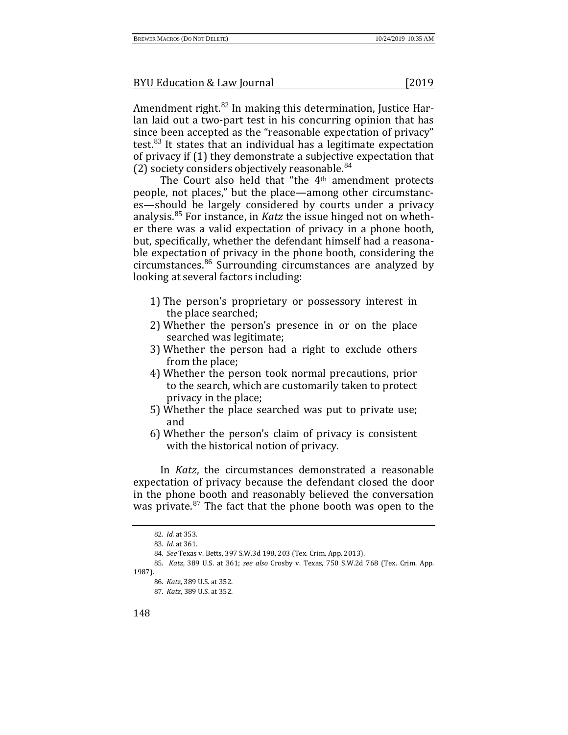Amendment right.[82] In making this determination, Justice Harlan laid out a two-part test in his concurring opinion that has since been accepted as the "reasonable expectation of privacy" test.[83] It states that an individual has a legitimate expectation of privacy if (1) they demonstrate a subjective expectation that (2) society considers objectively reasonable.[84]

The Court also held that "the 4th amendment protects people, not places," but the place—among other circumstances—should be largely considered by courts under a privacy analysis.[85] For instance, in *Katz* the issue hinged not on whether there was a valid expectation of privacy in a phone booth, but, specifically, whether the defendant himself had a reasonable expectation of privacy in the phone booth, considering the circumstances.[86] Surrounding circumstances are analyzed by looking at several factors including:

1) The person's proprietary or possessory interest in the place searched;
2) Whether the person's presence in or on the place searched was legitimate;
3) Whether the person had a right to exclude others from the place;
4) Whether the person took normal precautions, prior to the search, which are customarily taken to protect privacy in the place;
5) Whether the place searched was put to private use; and
6) Whether the person's claim of privacy is consistent with the historical notion of privacy.

In *Katz*, the circumstances demonstrated a reasonable expectation of privacy because the defendant closed the door in the phone booth and reasonably believed the conversation was private.[87] The fact that the phone booth was open to the

---

82. *Id.* at 353.

83. *Id.* at 361.

84. *See* Texas v. Betts, 397 S.W.3d 198, 203 (Tex. Crim. App. 2013).

85. *Katz*, 389 U.S. at 361; *see also* Crosby v. Texas, 750 S.W.2d 768 (Tex. Crim. App. 1987).

86. *Katz,* 389 U.S. at 352.

87. *Katz*, 389 U.S. at 352.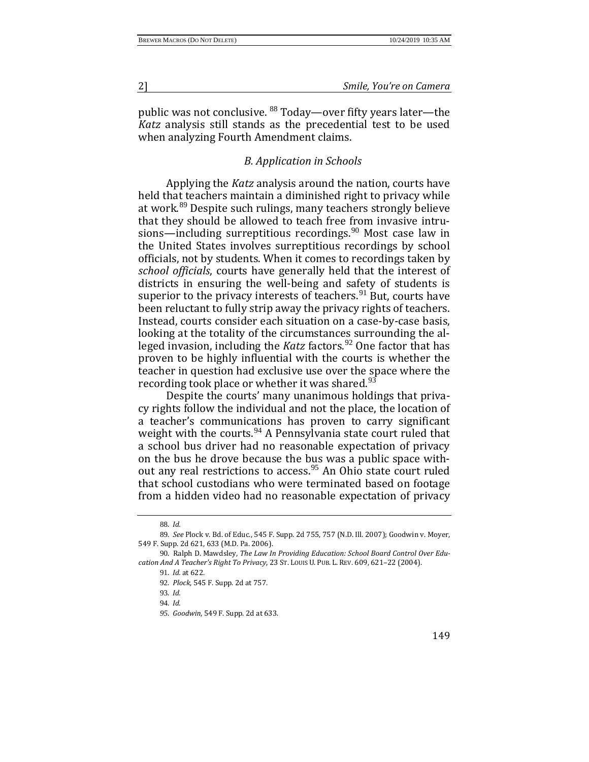public was not conclusive. [88] Today—over fifty years later—the *Katz* analysis still stands as the precedential test to be used when analyzing Fourth Amendment claims.

### *B. Application in Schools*

Applying the *Katz* analysis around the nation, courts have held that teachers maintain a diminished right to privacy while at work.[89] Despite such rulings, many teachers strongly believe that they should be allowed to teach free from invasive intrusions—including surreptitious recordings.[90] Most case law in the United States involves surreptitious recordings by school officials, not by students. When it comes to recordings taken by *school officials*, courts have generally held that the interest of districts in ensuring the well-being and safety of students is superior to the privacy interests of teachers.[91] But, courts have been reluctant to fully strip away the privacy rights of teachers. Instead, courts consider each situation on a case-by-case basis, looking at the totality of the circumstances surrounding the alleged invasion, including the *Katz* factors.[92] One factor that has proven to be highly influential with the courts is whether the teacher in question had exclusive use over the space where the recording took place or whether it was shared.[93]

Despite the courts' many unanimous holdings that privacy rights follow the individual and not the place, the location of a teacher's communications has proven to carry significant weight with the courts.[94] A Pennsylvania state court ruled that a school bus driver had no reasonable expectation of privacy on the bus he drove because the bus was a public space without any real restrictions to access.[95] An Ohio state court ruled that school custodians who were terminated based on footage from a hidden video had no reasonable expectation of privacy

---

88. *Id.*

89. *See* Plock v. Bd. of Educ., 545 F. Supp. 2d 755, 757 (N.D. Ill. 2007); Goodwin v. Moyer, 549 F. Supp. 2d 621, 633 (M.D. Pa. 2006).

90. Ralph D. Mawdsley, *The Law In Providing Education: School Board Control Over Education And A Teacher's Right To Privacy*, 23 ST. LOUIS U. PUB. L. REV. 609, 621–22 (2004).

91. *Id.* at 622.

92. *Plock*, 545 F. Supp. 2d at 757.

93. *Id.*

94. *Id.*

95. *Goodwin*, 549 F. Supp. 2d at 633.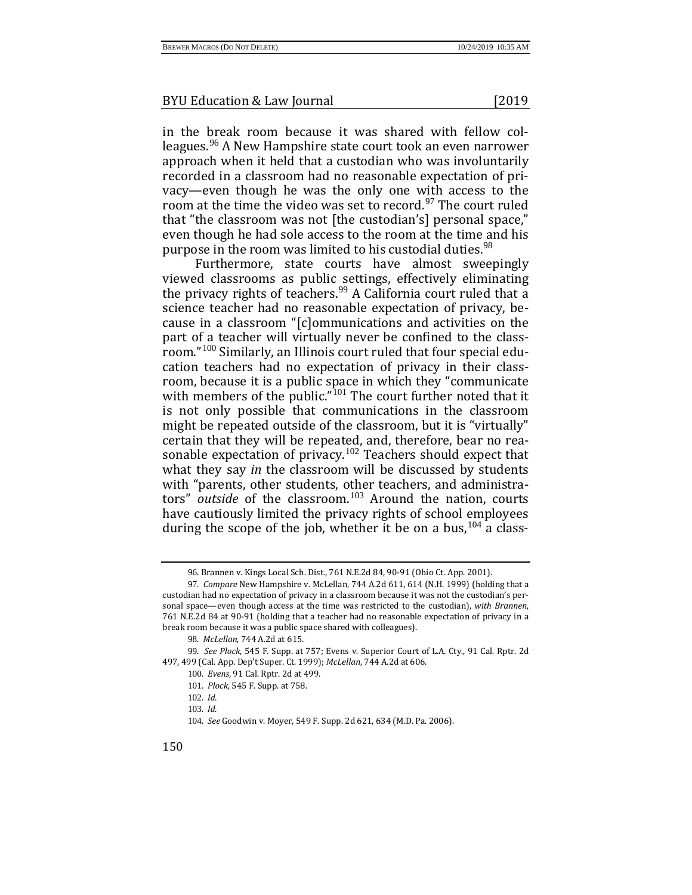in the break room because it was shared with fellow colleagues.[96] A New Hampshire state court took an even narrower approach when it held that a custodian who was involuntarily recorded in a classroom had no reasonable expectation of privacy—even though he was the only one with access to the room at the time the video was set to record.[97] The court ruled that "the classroom was not [the custodian's] personal space," even though he had sole access to the room at the time and his purpose in the room was limited to his custodial duties.[98]

Furthermore, state courts have almost sweepingly viewed classrooms as public settings, effectively eliminating the privacy rights of teachers.[99] A California court ruled that a science teacher had no reasonable expectation of privacy, because in a classroom "[c]ommunications and activities on the part of a teacher will virtually never be confined to the classroom."[100] Similarly, an Illinois court ruled that four special education teachers had no expectation of privacy in their classroom, because it is a public space in which they "communicate with members of the public."[101] The court further noted that it is not only possible that communications in the classroom might be repeated outside of the classroom, but it is "virtually" certain that they will be repeated, and, therefore, bear no reasonable expectation of privacy.[102] Teachers should expect that what they say *in* the classroom will be discussed by students with "parents, other students, other teachers, and administrators" *outside* of the classroom.[103] Around the nation, courts have cautiously limited the privacy rights of school employees during the scope of the job, whether it be on a bus,[104] a class-

---

96. Brannen v. Kings Local Sch. Dist., 761 N.E.2d 84, 90-91 (Ohio Ct. App. 2001).

97. *Compare* New Hampshire v. McLellan, 744 A.2d 611, 614 (N.H. 1999) (holding that a custodian had no expectation of privacy in a classroom because it was not the custodian's personal space—even though access at the time was restricted to the custodian), *with Brannen*, 761 N.E.2d 84 at 90-91 (holding that a teacher had no reasonable expectation of privacy in a break room because it was a public space shared with colleagues).

98. *McLellan*, 744 A.2d at 615.

99. *See Plock*, 545 F. Supp. at 757; Evens v. Superior Court of L.A. Cty., 91 Cal. Rptr. 2d 497, 499 (Cal. App. Dep't Super. Ct. 1999); *McLellan*, 744 A.2d at 606.

100. *Evens*, 91 Cal. Rptr. 2d at 499.

101. *Plock*, 545 F. Supp. at 758.

102. *Id.*

103. *Id.*

104. *See* Goodwin v. Moyer, 549 F. Supp. 2d 621, 634 (M.D. Pa. 2006).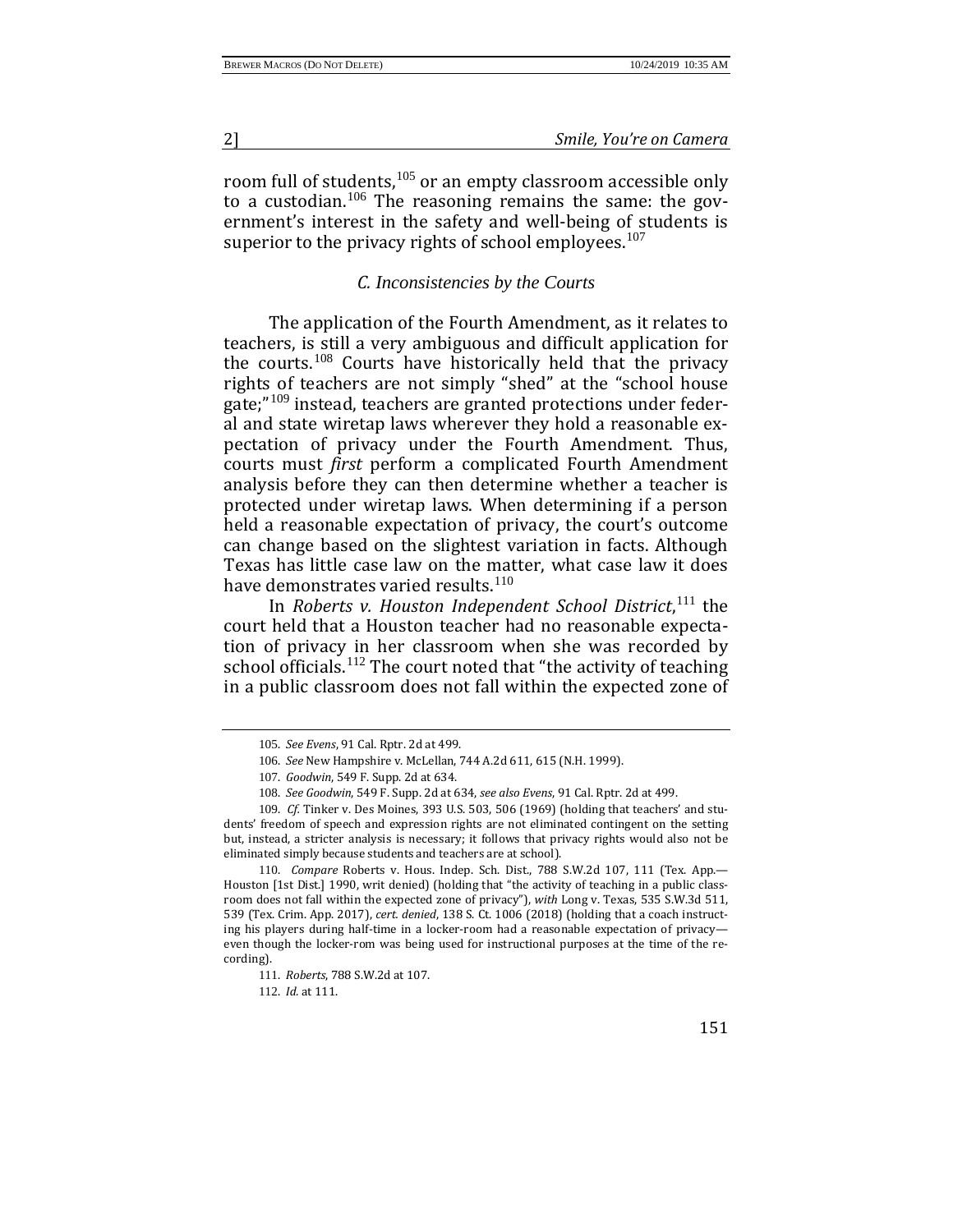room full of students,[105] or an empty classroom accessible only to a custodian.[106] The reasoning remains the same: the government's interest in the safety and well-being of students is superior to the privacy rights of school employees.[107]

### *C. Inconsistencies by the Courts*

The application of the Fourth Amendment, as it relates to teachers, is still a very ambiguous and difficult application for the courts.[108] Courts have historically held that the privacy rights of teachers are not simply "shed" at the "school house gate;"[109] instead, teachers are granted protections under federal and state wiretap laws wherever they hold a reasonable expectation of privacy under the Fourth Amendment. Thus, courts must *first* perform a complicated Fourth Amendment analysis before they can then determine whether a teacher is protected under wiretap laws. When determining if a person held a reasonable expectation of privacy, the court's outcome can change based on the slightest variation in facts. Although Texas has little case law on the matter, what case law it does have demonstrates varied results.[110]

In *Roberts v. Houston Independent School District*,[111] the court held that a Houston teacher had no reasonable expectation of privacy in her classroom when she was recorded by school officials.[112] The court noted that "the activity of teaching in a public classroom does not fall within the expected zone of

---

105. *See Evens*, 91 Cal. Rptr. 2d at 499.

106. *See* New Hampshire v. McLellan, 744 A.2d 611, 615 (N.H. 1999).

107. *Goodwin*, 549 F. Supp. 2d at 634.

108. *See Goodwin*, 549 F. Supp. 2d at 634, *see also Evens*, 91 Cal. Rptr. 2d at 499.

109. *Cf.* Tinker v. Des Moines, 393 U.S. 503, 506 (1969) (holding that teachers' and students' freedom of speech and expression rights are not eliminated contingent on the setting but, instead, a stricter analysis is necessary; it follows that privacy rights would also not be eliminated simply because students and teachers are at school).

110. *Compare* Roberts v. Hous. Indep. Sch. Dist., 788 S.W.2d 107, 111 (Tex. App.—Houston [1st Dist.] 1990, writ denied) (holding that "the activity of teaching in a public classroom does not fall within the expected zone of privacy"), *with* Long v. Texas, 535 S.W.3d 511, 539 (Tex. Crim. App. 2017), *cert. denied*, 138 S. Ct. 1006 (2018) (holding that a coach instructing his players during half-time in a locker-room had a reasonable expectation of privacy—even though the locker-rom was being used for instructional purposes at the time of the recording).

111. *Roberts*, 788 S.W.2d at 107.

112. *Id.* at 111.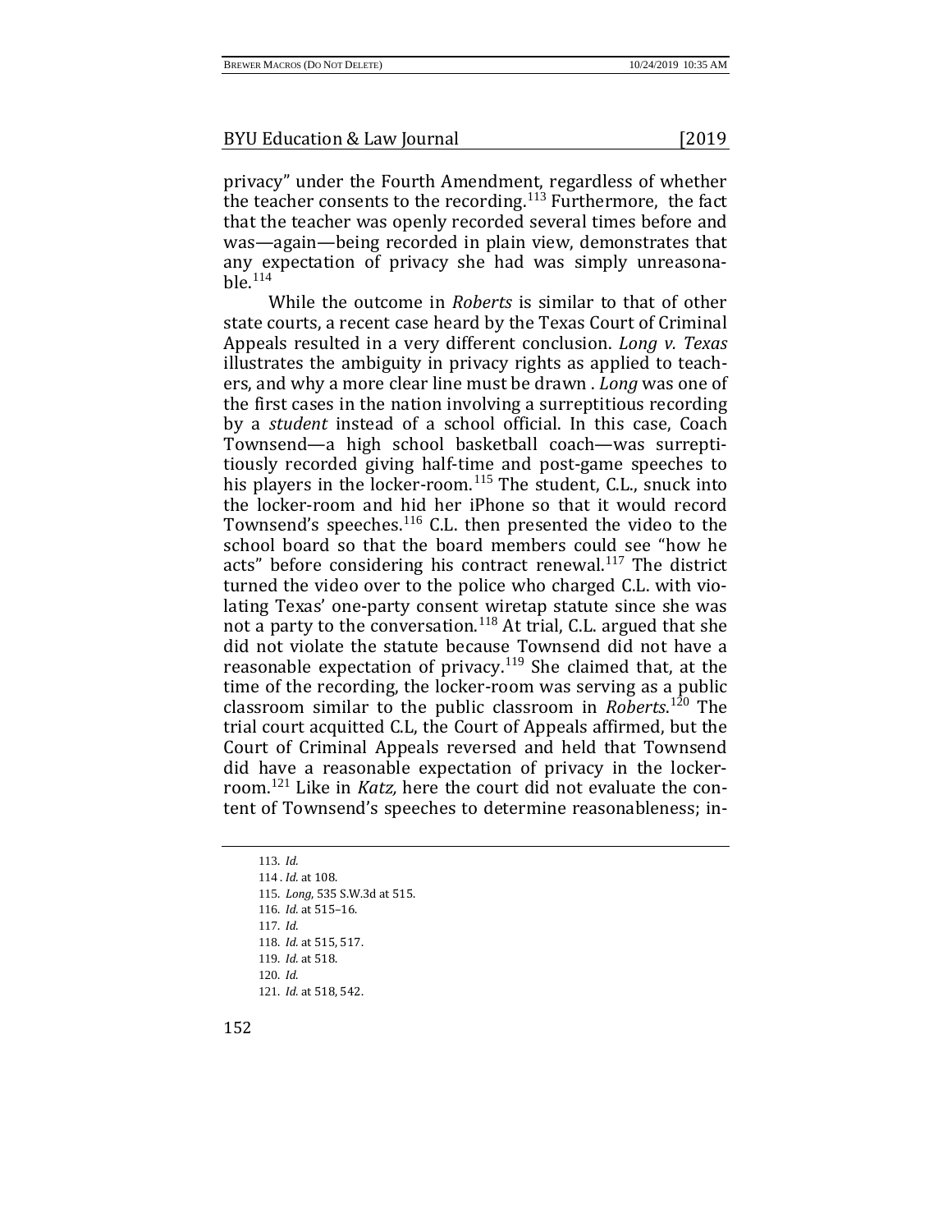privacy" under the Fourth Amendment, regardless of whether the teacher consents to the recording.[113] Furthermore, the fact that the teacher was openly recorded several times before and was—again—being recorded in plain view, demonstrates that any expectation of privacy she had was simply unreasonable.[114]

While the outcome in *Roberts* is similar to that of other state courts, a recent case heard by the Texas Court of Criminal Appeals resulted in a very different conclusion. *Long v. Texas* illustrates the ambiguity in privacy rights as applied to teachers, and why a more clear line must be drawn . *Long* was one of the first cases in the nation involving a surreptitious recording by a *student* instead of a school official. In this case, Coach Townsend—a high school basketball coach—was surreptitiously recorded giving half-time and post-game speeches to his players in the locker-room.[115] The student, C.L., snuck into the locker-room and hid her iPhone so that it would record Townsend's speeches.[116] C.L. then presented the video to the school board so that the board members could see "how he acts" before considering his contract renewal.[117] The district turned the video over to the police who charged C.L. with violating Texas' one-party consent wiretap statute since she was not a party to the conversation.[118] At trial, C.L. argued that she did not violate the statute because Townsend did not have a reasonable expectation of privacy.[119] She claimed that, at the time of the recording, the locker-room was serving as a public classroom similar to the public classroom in *Roberts*.[120] The trial court acquitted C.L, the Court of Appeals affirmed, but the Court of Criminal Appeals reversed and held that Townsend did have a reasonable expectation of privacy in the locker-room.[121] Like in *Katz,* here the court did not evaluate the content of Townsend's speeches to determine reasonableness; in-

---

113. *Id.*
114 . *Id.* at 108.
115. *Long*, 535 S.W.3d at 515.
116. *Id.* at 515–16.
117. *Id.*
118. *Id.* at 515, 517.
119. *Id.* at 518.
120. *Id.*
121. *Id.* at 518, 542.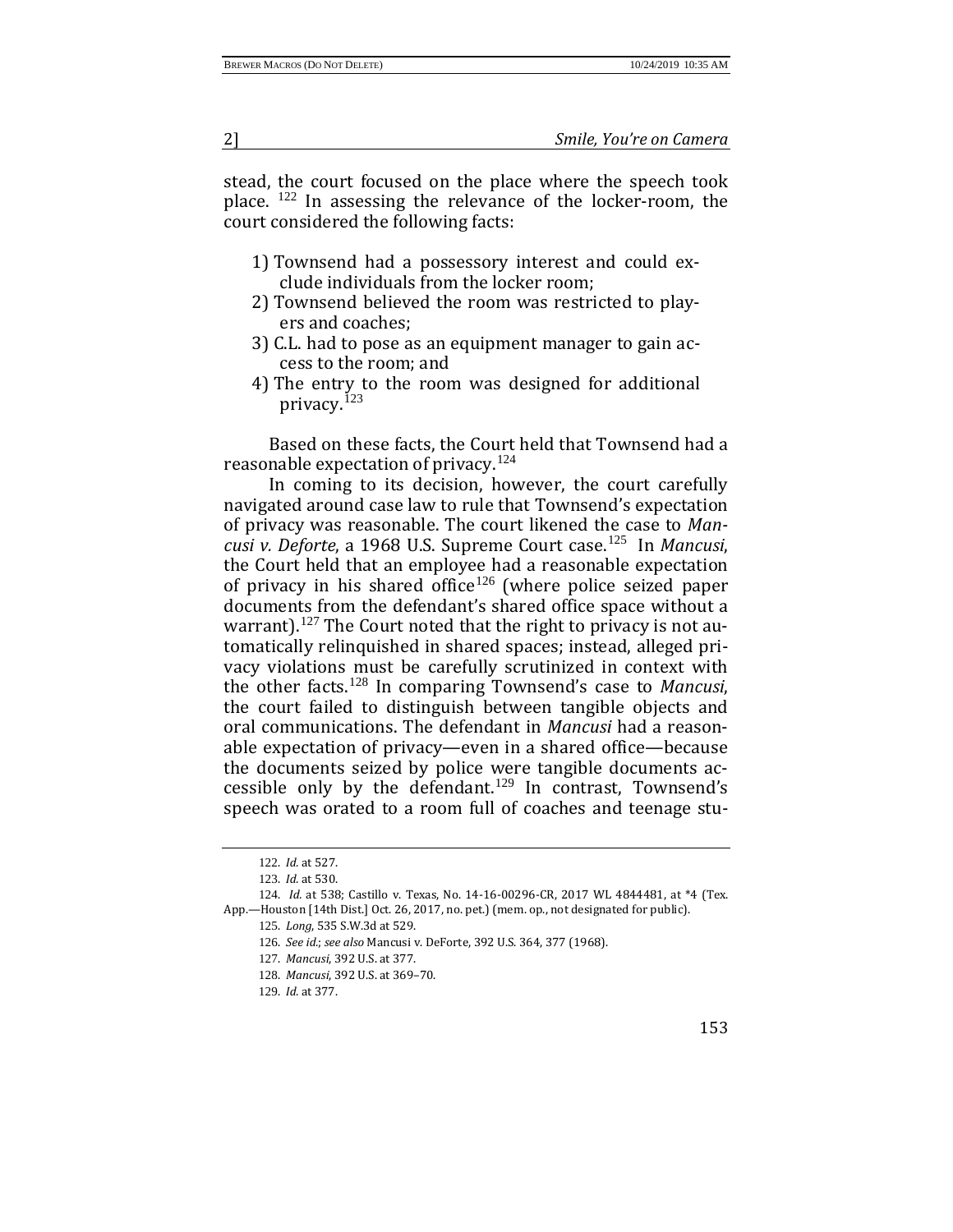stead, the court focused on the place where the speech took place. [122] In assessing the relevance of the locker-room, the court considered the following facts:

1) Townsend had a possessory interest and could exclude individuals from the locker room;
2) Townsend believed the room was restricted to players and coaches;
3) C.L. had to pose as an equipment manager to gain access to the room; and
4) The entry to the room was designed for additional privacy.[123]

Based on these facts, the Court held that Townsend had a reasonable expectation of privacy.[124]

In coming to its decision, however, the court carefully navigated around case law to rule that Townsend's expectation of privacy was reasonable. The court likened the case to *Mancusi v. Deforte*, a 1968 U.S. Supreme Court case.[125] In *Mancusi*, the Court held that an employee had a reasonable expectation of privacy in his shared office[126] (where police seized paper documents from the defendant's shared office space without a warrant).[127] The Court noted that the right to privacy is not automatically relinquished in shared spaces; instead, alleged privacy violations must be carefully scrutinized in context with the other facts.[128] In comparing Townsend's case to *Mancusi*, the court failed to distinguish between tangible objects and oral communications. The defendant in *Mancusi* had a reasonable expectation of privacy—even in a shared office—because the documents seized by police were tangible documents accessible only by the defendant.[129] In contrast, Townsend's speech was orated to a room full of coaches and teenage stu-

---

122. *Id.* at 527.

123. *Id.* at 530.

124. *Id.* at 538; Castillo v. Texas, No. 14-16-00296-CR, 2017 WL 4844481, at *4 (Tex. App.—Houston [14th Dist.] Oct. 26, 2017, no. pet.) (mem. op., not designated for public).

125. *Long*, 535 S.W.3d at 529.

126. *See id.*; *see also* Mancusi v. DeForte, 392 U.S. 364, 377 (1968).

127. *Mancusi*, 392 U.S. at 377.

128. *Mancusi*, 392 U.S. at 369–70.

129. *Id.* at 377.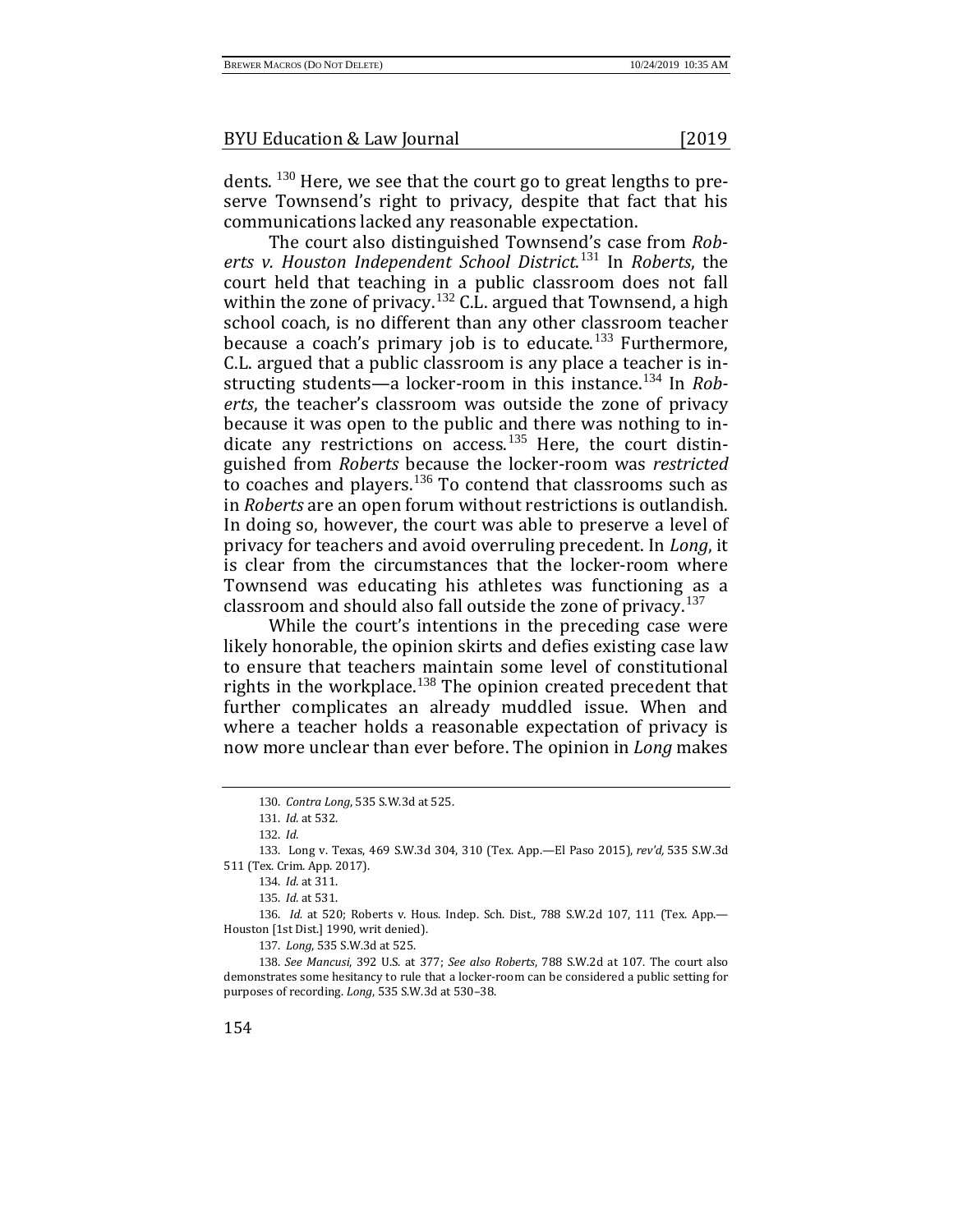dents. [130] Here, we see that the court go to great lengths to preserve Townsend's right to privacy, despite that fact that his communications lacked any reasonable expectation.

The court also distinguished Townsend's case from *Roberts v. Houston Independent School District*.[131] In *Roberts*, the court held that teaching in a public classroom does not fall within the zone of privacy.[132] C.L. argued that Townsend, a high school coach, is no different than any other classroom teacher because a coach's primary job is to educate.[133] Furthermore, C.L. argued that a public classroom is any place a teacher is instructing students—a locker-room in this instance.[134] In *Roberts*, the teacher's classroom was outside the zone of privacy because it was open to the public and there was nothing to indicate any restrictions on access.[135] Here, the court distinguished from *Roberts* because the locker-room was *restricted* to coaches and players.[136] To contend that classrooms such as in *Roberts* are an open forum without restrictions is outlandish. In doing so, however, the court was able to preserve a level of privacy for teachers and avoid overruling precedent. In *Long*, it is clear from the circumstances that the locker-room where Townsend was educating his athletes was functioning as a classroom and should also fall outside the zone of privacy.[137]

While the court's intentions in the preceding case were likely honorable, the opinion skirts and defies existing case law to ensure that teachers maintain some level of constitutional rights in the workplace.[138] The opinion created precedent that further complicates an already muddled issue. When and where a teacher holds a reasonable expectation of privacy is now more unclear than ever before. The opinion in *Long* makes

---

130. *Contra Long*, 535 S.W.3d at 525.

131. *Id.* at 532.

132. *Id.*

133. Long v. Texas, 469 S.W.3d 304, 310 (Tex. App.—El Paso 2015), *rev'd*, 535 S.W.3d 511 (Tex. Crim. App. 2017).

134. *Id.* at 311.

135. *Id.* at 531.

136. *Id.* at 520; Roberts v. Hous. Indep. Sch. Dist., 788 S.W.2d 107, 111 (Tex. App.—Houston [1st Dist.] 1990, writ denied).

137. *Long*, 535 S.W.3d at 525.

138. *See Mancusi*, 392 U.S. at 377; *See also Roberts*, 788 S.W.2d at 107. The court also demonstrates some hesitancy to rule that a locker-room can be considered a public setting for purposes of recording. *Long*, 535 S.W.3d at 530–38.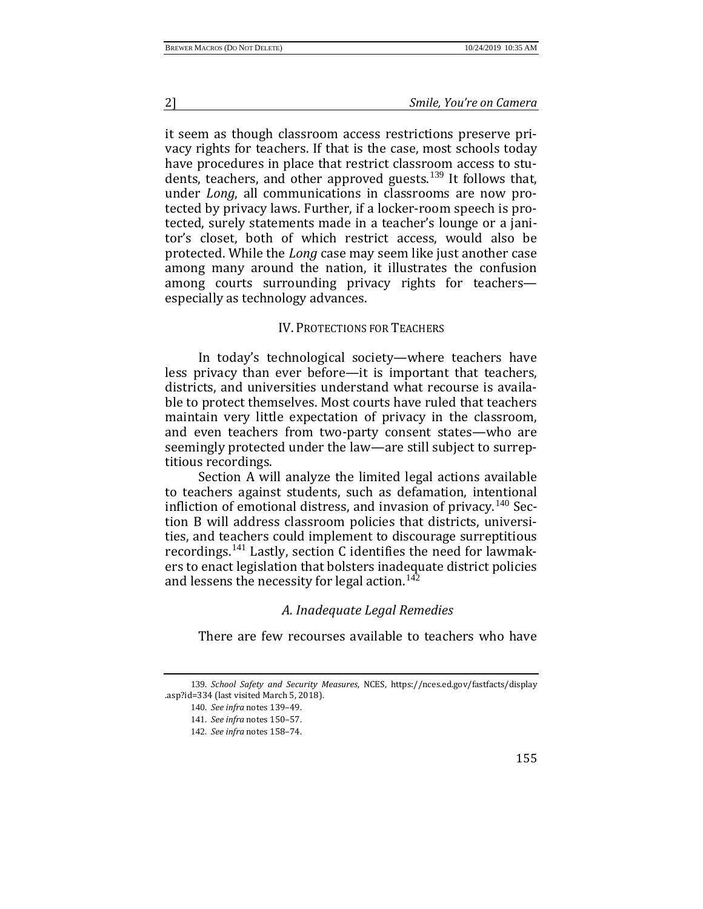it seem as though classroom access restrictions preserve privacy rights for teachers. If that is the case, most schools today have procedures in place that restrict classroom access to students, teachers, and other approved guests.[139] It follows that, under *Long*, all communications in classrooms are now protected by privacy laws. Further, if a locker-room speech is protected, surely statements made in a teacher's lounge or a janitor's closet, both of which restrict access, would also be protected. While the *Long* case may seem like just another case among many around the nation, it illustrates the confusion among courts surrounding privacy rights for teachers—especially as technology advances.

## IV. Protections for Teachers

In today's technological society—where teachers have less privacy than ever before—it is important that teachers, districts, and universities understand what recourse is available to protect themselves. Most courts have ruled that teachers maintain very little expectation of privacy in the classroom, and even teachers from two-party consent states—who are seemingly protected under the law—are still subject to surreptitious recordings.

Section A will analyze the limited legal actions available to teachers against students, such as defamation, intentional infliction of emotional distress, and invasion of privacy.[140] Section B will address classroom policies that districts, universities, and teachers could implement to discourage surreptitious recordings.[141] Lastly, section C identifies the need for lawmakers to enact legislation that bolsters inadequate district policies and lessens the necessity for legal action.[142]

### *A. Inadequate Legal Remedies*

There are few recourses available to teachers who have

---

139. *School Safety and Security Measures*, NCES, https://nces.ed.gov/fastfacts/display.asp?id=334 (last visited March 5, 2018).

140. *See infra* notes 139–49.

141. *See infra* notes 150–57.

142. *See infra* notes 158–74.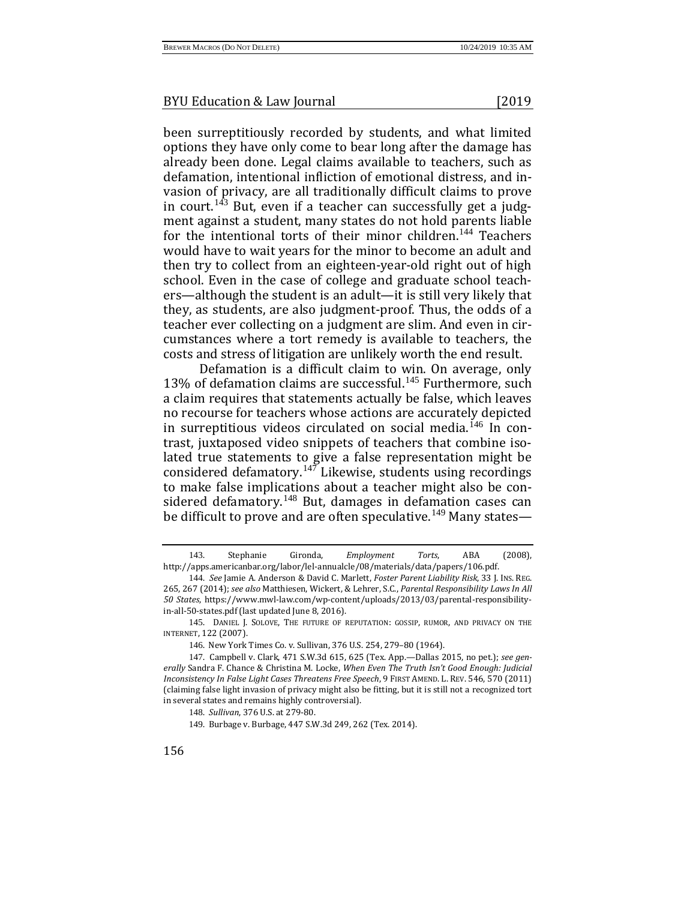been surreptitiously recorded by students, and what limited options they have only come to bear long after the damage has already been done. Legal claims available to teachers, such as defamation, intentional infliction of emotional distress, and invasion of privacy, are all traditionally difficult claims to prove in court.[143] But, even if a teacher can successfully get a judgment against a student, many states do not hold parents liable for the intentional torts of their minor children.[144] Teachers would have to wait years for the minor to become an adult and then try to collect from an eighteen-year-old right out of high school. Even in the case of college and graduate school teachers—although the student is an adult—it is still very likely that they, as students, are also judgment-proof. Thus, the odds of a teacher ever collecting on a judgment are slim. And even in circumstances where a tort remedy is available to teachers, the costs and stress of litigation are unlikely worth the end result.

Defamation is a difficult claim to win. On average, only 13% of defamation claims are successful.[145] Furthermore, such a claim requires that statements actually be false, which leaves no recourse for teachers whose actions are accurately depicted in surreptitious videos circulated on social media.[146] In contrast, juxtaposed video snippets of teachers that combine isolated true statements to give a false representation might be considered defamatory.[147] Likewise, students using recordings to make false implications about a teacher might also be considered defamatory.[148] But, damages in defamation cases can be difficult to prove and are often speculative.[149] Many states—

---

143. Stephanie Gironda, *Employment Torts*, ABA (2008), http://apps.americanbar.org/labor/lel-annualcle/08/materials/data/papers/106.pdf.

144. *See* Jamie A. Anderson & David C. Marlett, *Foster Parent Liability Risk*, 33 J. INS. REG. 265, 267 (2014); *see also* Matthiesen, Wickert, & Lehrer, S.C., *Parental Responsibility Laws In All 50 States*, https://www.mwl-law.com/wp-content/uploads/2013/03/parental-responsibility-in-all-50-states.pdf (last updated June 8, 2016).

145. DANIEL J. SOLOVE, THE FUTURE OF REPUTATION: GOSSIP, RUMOR, AND PRIVACY ON THE INTERNET, 122 (2007).

146. New York Times Co. v. Sullivan, 376 U.S. 254, 279–80 (1964).

147. Campbell v. Clark, 471 S.W.3d 615, 625 (Tex. App.—Dallas 2015, no pet.); *see generally* Sandra F. Chance & Christina M. Locke, *When Even The Truth Isn't Good Enough: Judicial Inconsistency In False Light Cases Threatens Free Speech*, 9 FIRST AMEND. L. REV. 546, 570 (2011) (claiming false light invasion of privacy might also be fitting, but it is still not a recognized tort in several states and remains highly controversial).

148. *Sullivan*, 376 U.S. at 279-80.

149. Burbage v. Burbage, 447 S.W.3d 249, 262 (Tex. 2014).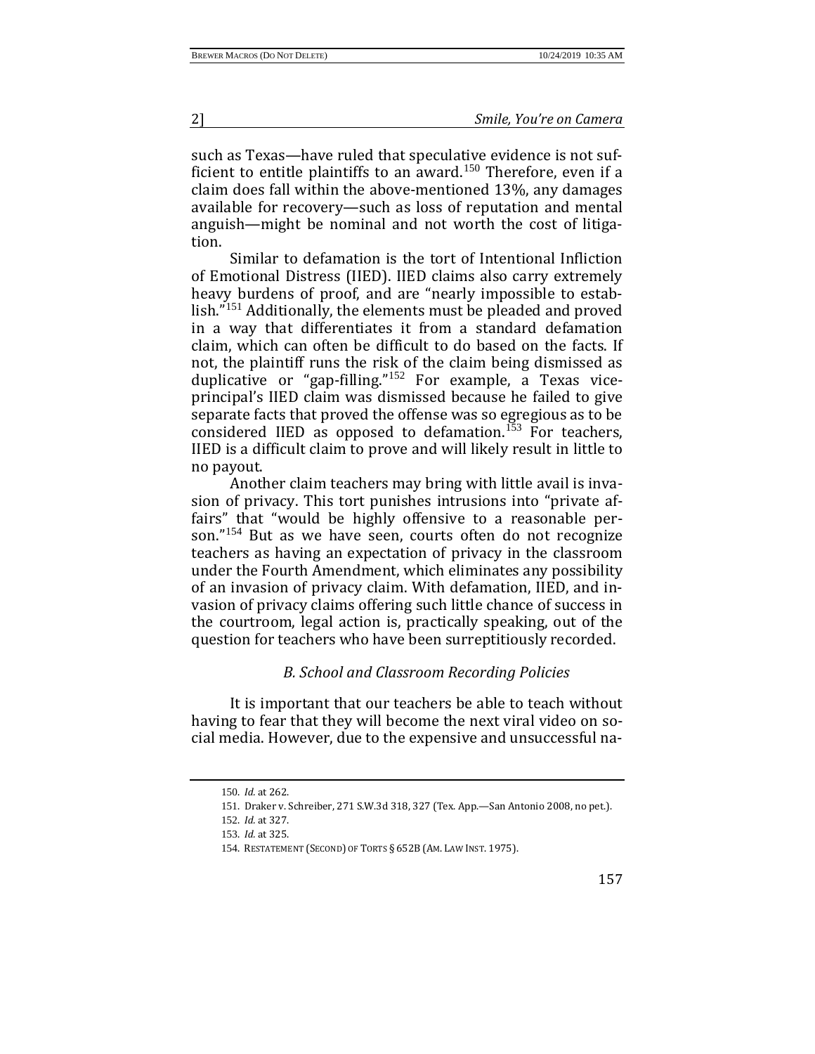such as Texas—have ruled that speculative evidence is not sufficient to entitle plaintiffs to an award.[150] Therefore, even if a claim does fall within the above-mentioned 13%, any damages available for recovery—such as loss of reputation and mental anguish—might be nominal and not worth the cost of litigation.

Similar to defamation is the tort of Intentional Infliction of Emotional Distress (IIED). IIED claims also carry extremely heavy burdens of proof, and are "nearly impossible to establish."[151] Additionally, the elements must be pleaded and proved in a way that differentiates it from a standard defamation claim, which can often be difficult to do based on the facts. If not, the plaintiff runs the risk of the claim being dismissed as duplicative or "gap-filling."[152] For example, a Texas vice-principal's IIED claim was dismissed because he failed to give separate facts that proved the offense was so egregious as to be considered IIED as opposed to defamation.[153] For teachers, IIED is a difficult claim to prove and will likely result in little to no payout.

Another claim teachers may bring with little avail is invasion of privacy. This tort punishes intrusions into "private affairs" that "would be highly offensive to a reasonable person."[154] But as we have seen, courts often do not recognize teachers as having an expectation of privacy in the classroom under the Fourth Amendment, which eliminates any possibility of an invasion of privacy claim. With defamation, IIED, and invasion of privacy claims offering such little chance of success in the courtroom, legal action is, practically speaking, out of the question for teachers who have been surreptitiously recorded.

### *B. School and Classroom Recording Policies*

It is important that our teachers be able to teach without having to fear that they will become the next viral video on social media. However, due to the expensive and unsuccessful na-

150. *Id.* at 262.

151. Draker v. Schreiber, 271 S.W.3d 318, 327 (Tex. App.—San Antonio 2008, no pet.).

152. *Id.* at 327.

153. *Id.* at 325.

154. RESTATEMENT (SECOND) OF TORTS § 652B (AM. LAW INST. 1975).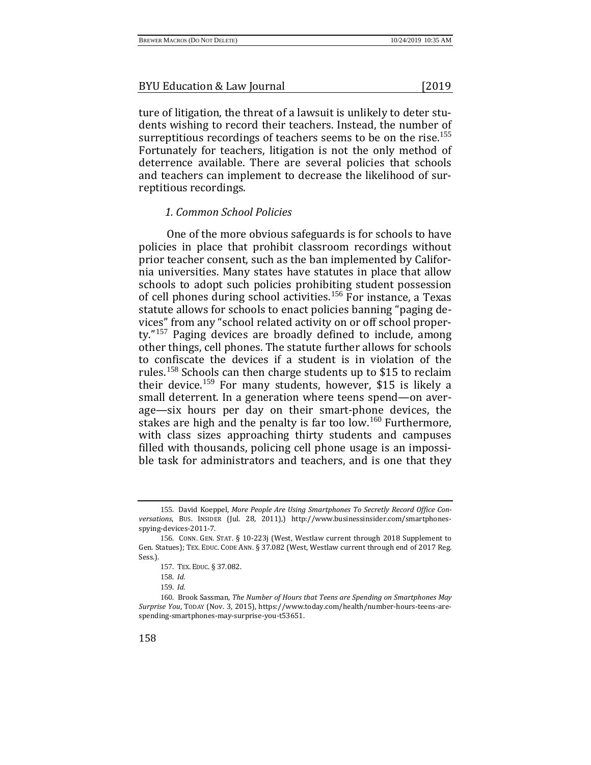ture of litigation, the threat of a lawsuit is unlikely to deter students wishing to record their teachers. Instead, the number of surreptitious recordings of teachers seems to be on the rise.[155] Fortunately for teachers, litigation is not the only method of deterrence available. There are several policies that schools and teachers can implement to decrease the likelihood of surreptitious recordings.

### *1. Common School Policies*

One of the more obvious safeguards is for schools to have policies in place that prohibit classroom recordings without prior teacher consent, such as the ban implemented by California universities. Many states have statutes in place that allow schools to adopt such policies prohibiting student possession of cell phones during school activities.[156] For instance, a Texas statute allows for schools to enact policies banning "paging devices" from any "school related activity on or off school property."[157] Paging devices are broadly defined to include, among other things, cell phones. The statute further allows for schools to confiscate the devices if a student is in violation of the rules.[158] Schools can then charge students up to $15 to reclaim their device.[159] For many students, however, $15 is likely a small deterrent. In a generation where teens spend—on average—six hours per day on their smart-phone devices, the stakes are high and the penalty is far too low.[160] Furthermore, with class sizes approaching thirty students and campuses filled with thousands, policing cell phone usage is an impossible task for administrators and teachers, and is one that they

---

155. David Koeppel, *More People Are Using Smartphones To Secretly Record Office Conversations*, BUS. INSIDER (Jul. 28, 2011),) http://www.businessinsider.com/smartphones-spying-devices-2011-7.

156. CONN. GEN. STAT. § 10-223j (West, Westlaw current through 2018 Supplement to Gen. Statues); TEX. EDUC. CODE ANN. § 37.082 (West, Westlaw current through end of 2017 Reg. Sess.).

157. TEX. EDUC. § 37.082.

158. *Id.*

159. *Id.*

160. Brook Sassman, *The Number of Hours that Teens are Spending on Smartphones May Surprise You*, TODAY (Nov. 3, 2015), https://www.today.com/health/number-hours-teens-are-spending-smartphones-may-surprise-you-t53651.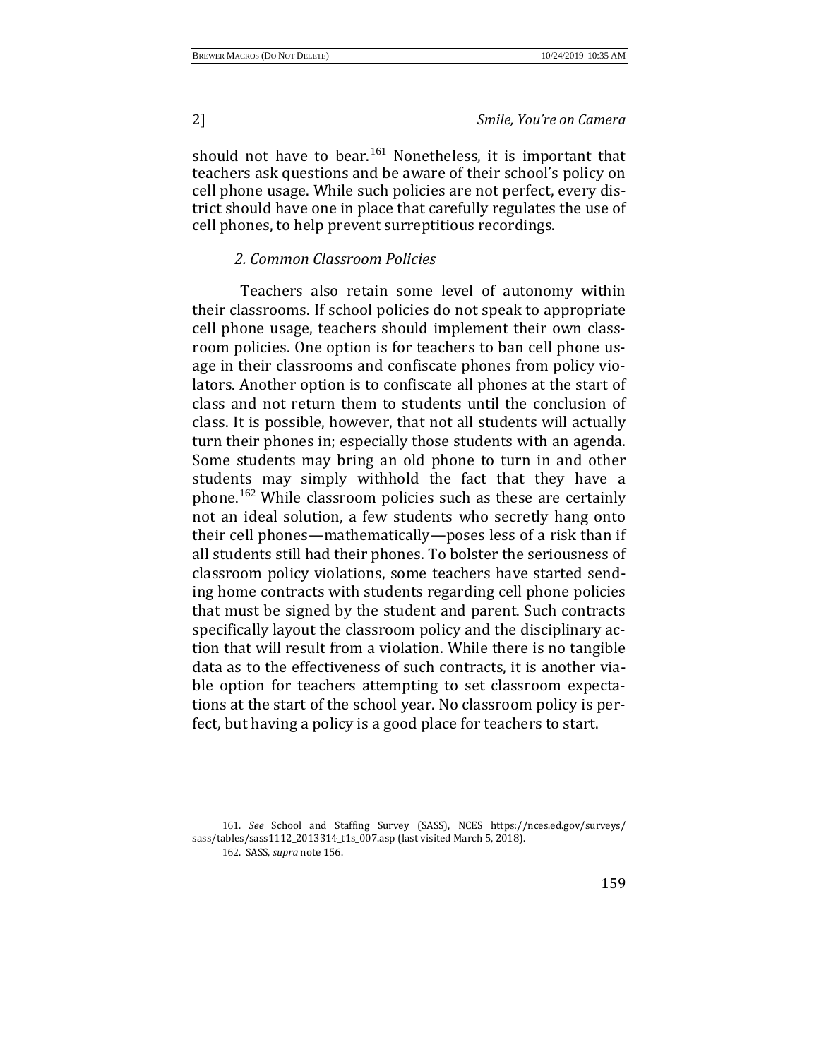should not have to bear.[161] Nonetheless, it is important that teachers ask questions and be aware of their school's policy on cell phone usage. While such policies are not perfect, every district should have one in place that carefully regulates the use of cell phones, to help prevent surreptitious recordings.

### *2. Common Classroom Policies*

Teachers also retain some level of autonomy within their classrooms. If school policies do not speak to appropriate cell phone usage, teachers should implement their own classroom policies. One option is for teachers to ban cell phone usage in their classrooms and confiscate phones from policy violators. Another option is to confiscate all phones at the start of class and not return them to students until the conclusion of class. It is possible, however, that not all students will actually turn their phones in; especially those students with an agenda. Some students may bring an old phone to turn in and other students may simply withhold the fact that they have a phone.[162] While classroom policies such as these are certainly not an ideal solution, a few students who secretly hang onto their cell phones—mathematically—poses less of a risk than if all students still had their phones. To bolster the seriousness of classroom policy violations, some teachers have started sending home contracts with students regarding cell phone policies that must be signed by the student and parent. Such contracts specifically layout the classroom policy and the disciplinary action that will result from a violation. While there is no tangible data as to the effectiveness of such contracts, it is another viable option for teachers attempting to set classroom expectations at the start of the school year. No classroom policy is perfect, but having a policy is a good place for teachers to start.

161. *See* School and Staffing Survey (SASS), NCES https://nces.ed.gov/surveys/sass/tables/sass1112_2013314_t1s_007.asp (last visited March 5, 2018).

162. SASS, *supra* note 156.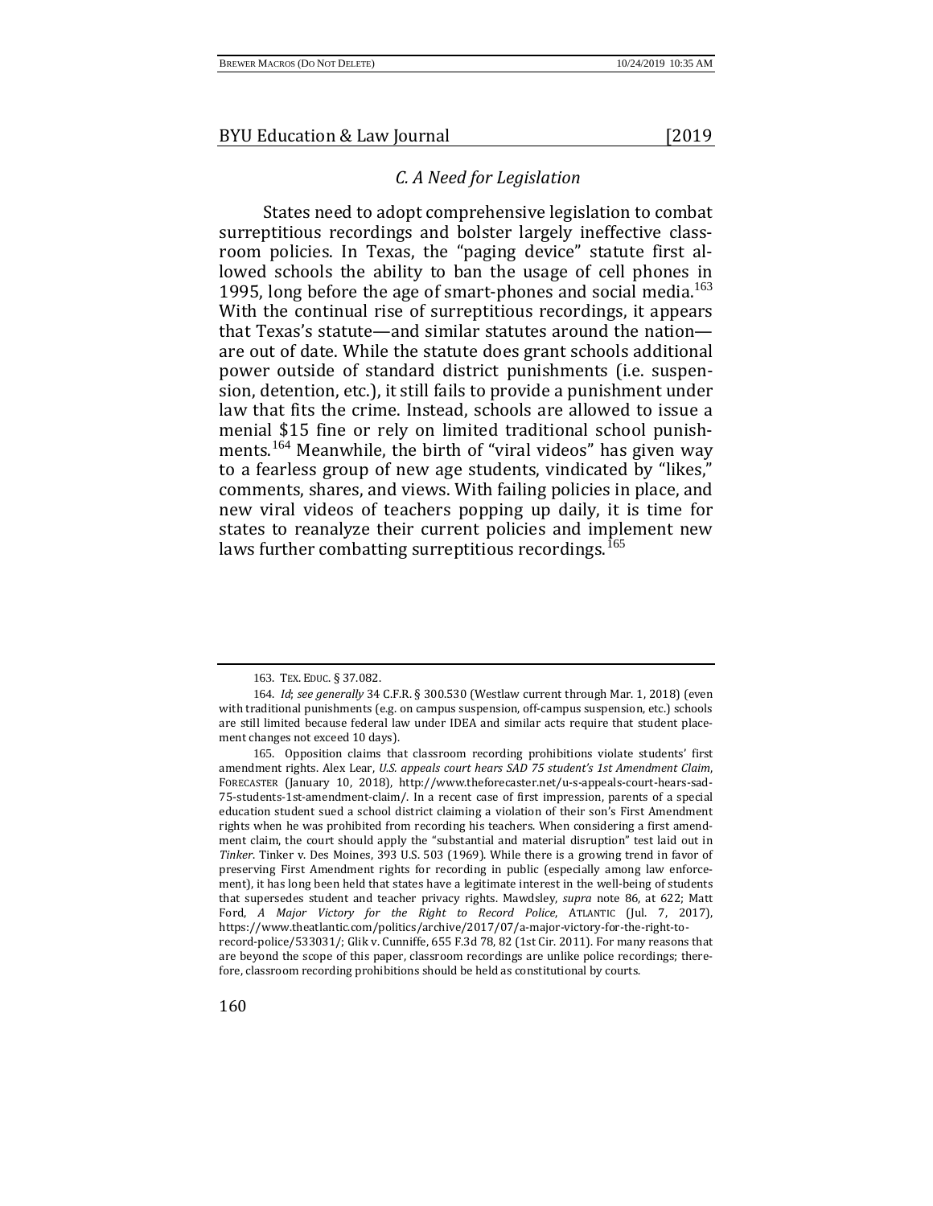### *C. A Need for Legislation*

States need to adopt comprehensive legislation to combat surreptitious recordings and bolster largely ineffective classroom policies. In Texas, the "paging device" statute first allowed schools the ability to ban the usage of cell phones in 1995, long before the age of smart-phones and social media.[163] With the continual rise of surreptitious recordings, it appears that Texas's statute—and similar statutes around the nation—are out of date. While the statute does grant schools additional power outside of standard district punishments (i.e. suspension, detention, etc.), it still fails to provide a punishment under law that fits the crime. Instead, schools are allowed to issue a menial $15 fine or rely on limited traditional school punishments.[164] Meanwhile, the birth of "viral videos" has given way to a fearless group of new age students, vindicated by "likes," comments, shares, and views. With failing policies in place, and new viral videos of teachers popping up daily, it is time for states to reanalyze their current policies and implement new laws further combatting surreptitious recordings.[165]

---

163. TEX. EDUC. § 37.082.

164. *Id*; *see generally* 34 C.F.R. § 300.530 (Westlaw current through Mar. 1, 2018) (even with traditional punishments (e.g. on campus suspension, off-campus suspension, etc.) schools are still limited because federal law under IDEA and similar acts require that student placement changes not exceed 10 days).

165. Opposition claims that classroom recording prohibitions violate students' first amendment rights. Alex Lear, *U.S. appeals court hears SAD 75 student's 1st Amendment Claim*, FORECASTER (January 10, 2018), http://www.theforecaster.net/u-s-appeals-court-hears-sad-75-students-1st-amendment-claim/. In a recent case of first impression, parents of a special education student sued a school district claiming a violation of their son's First Amendment rights when he was prohibited from recording his teachers. When considering a first amendment claim, the court should apply the "substantial and material disruption" test laid out in *Tinker*. Tinker v. Des Moines, 393 U.S. 503 (1969). While there is a growing trend in favor of preserving First Amendment rights for recording in public (especially among law enforcement), it has long been held that states have a legitimate interest in the well-being of students that supersedes student and teacher privacy rights. Mawdsley, *supra* note 86, at 622; Matt Ford, *A Major Victory for the Right to Record Police*, ATLANTIC (Jul. 7, 2017), https://www.theatlantic.com/politics/archive/2017/07/a-major-victory-for-the-right-to-record-police/533031/; Glik v. Cunniffe, 655 F.3d 78, 82 (1st Cir. 2011). For many reasons that are beyond the scope of this paper, classroom recordings are unlike police recordings; therefore, classroom recording prohibitions should be held as constitutional by courts.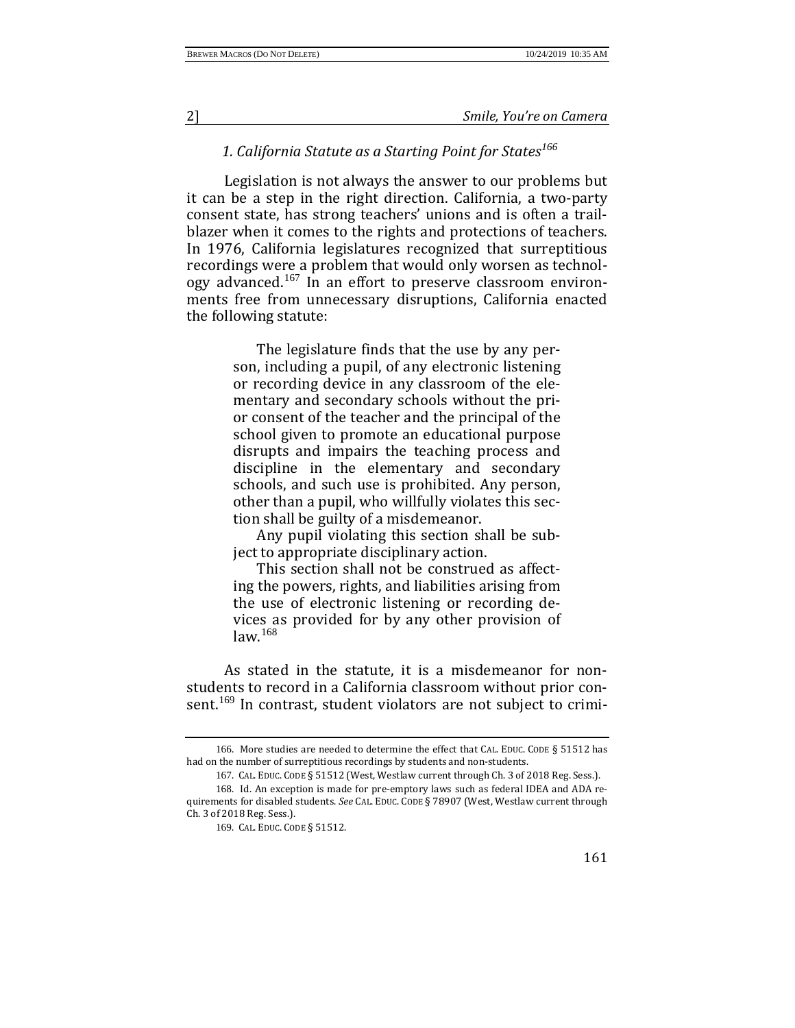### *1. California Statute as a Starting Point for States*[166]

Legislation is not always the answer to our problems but it can be a step in the right direction. California, a two-party consent state, has strong teachers' unions and is often a trailblazer when it comes to the rights and protections of teachers. In 1976, California legislatures recognized that surreptitious recordings were a problem that would only worsen as technology advanced.[167] In an effort to preserve classroom environments free from unnecessary disruptions, California enacted the following statute:

> The legislature finds that the use by any person, including a pupil, of any electronic listening or recording device in any classroom of the elementary and secondary schools without the prior consent of the teacher and the principal of the school given to promote an educational purpose disrupts and impairs the teaching process and discipline in the elementary and secondary schools, and such use is prohibited. Any person, other than a pupil, who willfully violates this section shall be guilty of a misdemeanor.
>
> Any pupil violating this section shall be subject to appropriate disciplinary action.
>
> This section shall not be construed as affecting the powers, rights, and liabilities arising from the use of electronic listening or recording devices as provided for by any other provision of law.[168]

As stated in the statute, it is a misdemeanor for non-students to record in a California classroom without prior consent.[169] In contrast, student violators are not subject to crimi-

---

166. More studies are needed to determine the effect that CAL. EDUC. CODE § 51512 has had on the number of surreptitious recordings by students and non-students.

167. CAL. EDUC. CODE § 51512 (West, Westlaw current through Ch. 3 of 2018 Reg. Sess.).

168. Id. An exception is made for pre-emptory laws such as federal IDEA and ADA requirements for disabled students. *See* CAL. EDUC. CODE § 78907 (West, Westlaw current through Ch. 3 of 2018 Reg. Sess.).

169. CAL. EDUC. CODE § 51512.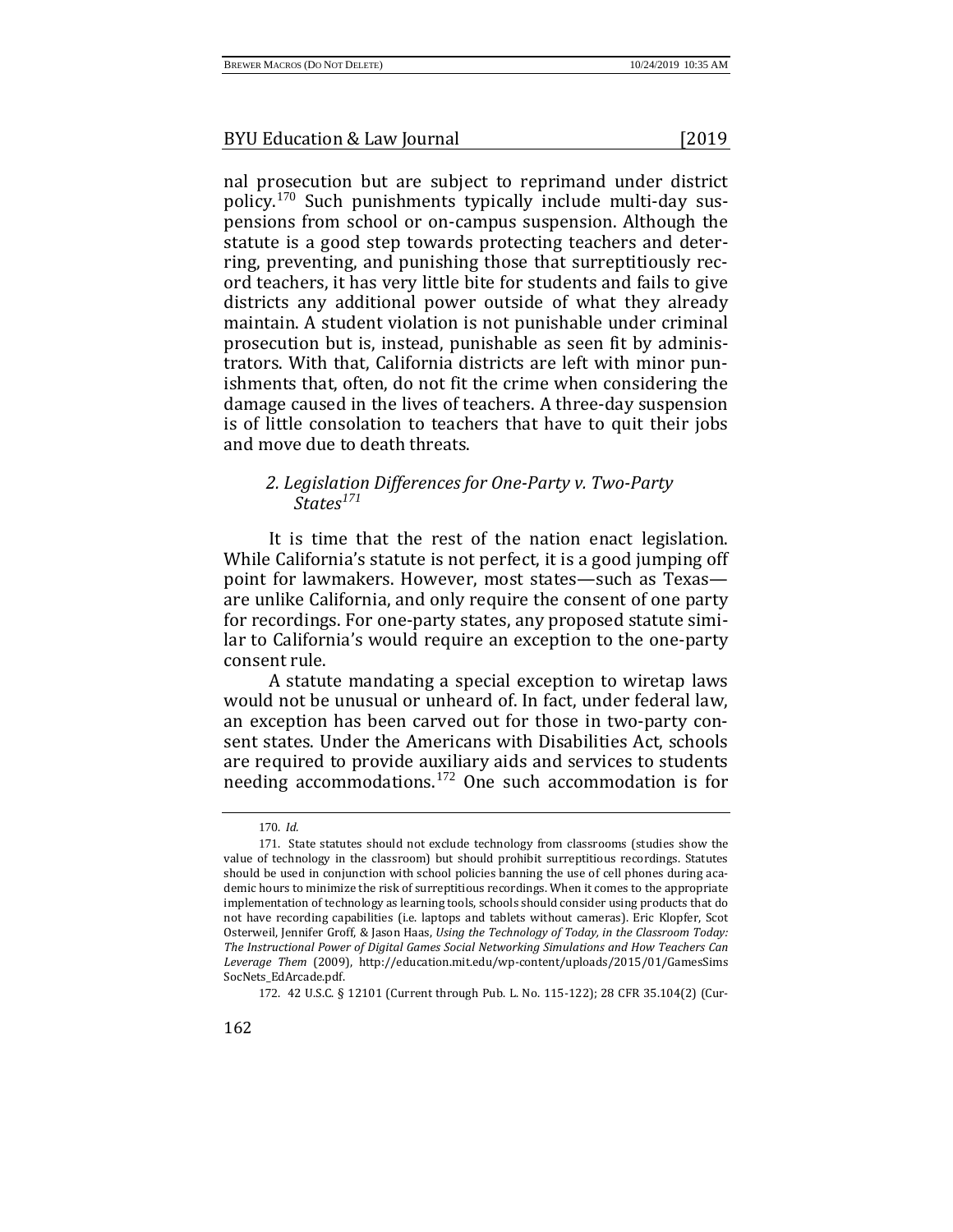nal prosecution but are subject to reprimand under district policy.[170] Such punishments typically include multi-day suspensions from school or on-campus suspension. Although the statute is a good step towards protecting teachers and deterring, preventing, and punishing those that surreptitiously record teachers, it has very little bite for students and fails to give districts any additional power outside of what they already maintain. A student violation is not punishable under criminal prosecution but is, instead, punishable as seen fit by administrators. With that, California districts are left with minor punishments that, often, do not fit the crime when considering the damage caused in the lives of teachers. A three-day suspension is of little consolation to teachers that have to quit their jobs and move due to death threats.

### *2. Legislation Differences for One-Party v. Two-Party States*[171]

It is time that the rest of the nation enact legislation. While California's statute is not perfect, it is a good jumping off point for lawmakers. However, most states—such as Texas—are unlike California, and only require the consent of one party for recordings. For one-party states, any proposed statute similar to California's would require an exception to the one-party consent rule.

A statute mandating a special exception to wiretap laws would not be unusual or unheard of. In fact, under federal law, an exception has been carved out for those in two-party consent states. Under the Americans with Disabilities Act, schools are required to provide auxiliary aids and services to students needing accommodations.[172] One such accommodation is for

---

170. *Id.*

171. State statutes should not exclude technology from classrooms (studies show the value of technology in the classroom) but should prohibit surreptitious recordings. Statutes should be used in conjunction with school policies banning the use of cell phones during academic hours to minimize the risk of surreptitious recordings. When it comes to the appropriate implementation of technology as learning tools, schools should consider using products that do not have recording capabilities (i.e. laptops and tablets without cameras). Eric Klopfer, Scot Osterweil, Jennifer Groff, & Jason Haas, *Using the Technology of Today, in the Classroom Today: The Instructional Power of Digital Games Social Networking Simulations and How Teachers Can Leverage Them* (2009), http://education.mit.edu/wp-content/uploads/2015/01/GamesSims SocNets_EdArcade.pdf.

172. 42 U.S.C. § 12101 (Current through Pub. L. No. 115-122); 28 CFR 35.104(2) (Cur-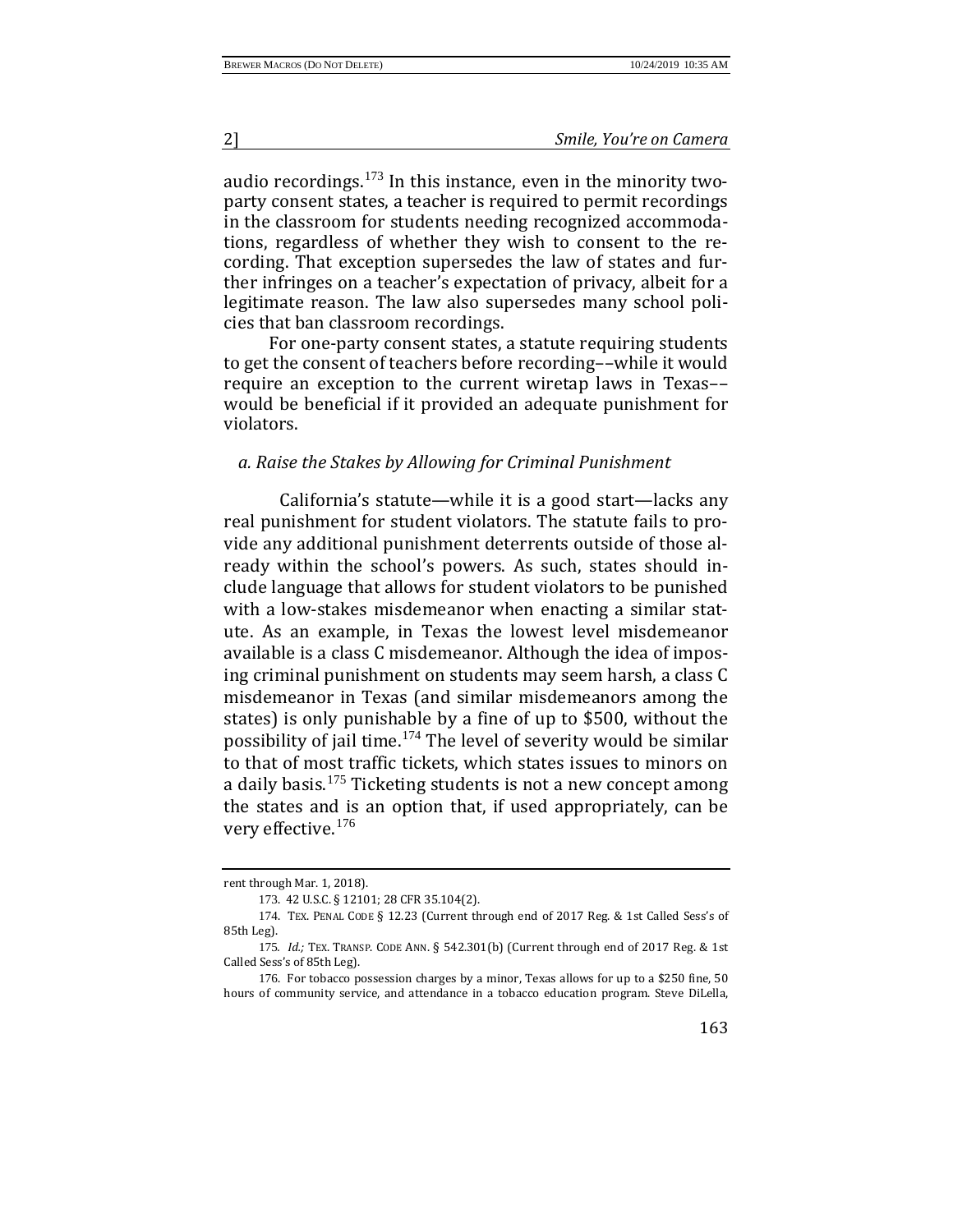audio recordings.[173] In this instance, even in the minority two-party consent states, a teacher is required to permit recordings in the classroom for students needing recognized accommodations, regardless of whether they wish to consent to the recording. That exception supersedes the law of states and further infringes on a teacher's expectation of privacy, albeit for a legitimate reason. The law also supersedes many school policies that ban classroom recordings.

For one-party consent states, a statute requiring students to get the consent of teachers before recording––while it would require an exception to the current wiretap laws in Texas––would be beneficial if it provided an adequate punishment for violators.

### *a. Raise the Stakes by Allowing for Criminal Punishment*

California's statute—while it is a good start—lacks any real punishment for student violators. The statute fails to provide any additional punishment deterrents outside of those already within the school's powers. As such, states should include language that allows for student violators to be punished with a low-stakes misdemeanor when enacting a similar statute. As an example, in Texas the lowest level misdemeanor available is a class C misdemeanor. Although the idea of imposing criminal punishment on students may seem harsh, a class C misdemeanor in Texas (and similar misdemeanors among the states) is only punishable by a fine of up to $500, without the possibility of jail time.[174] The level of severity would be similar to that of most traffic tickets, which states issues to minors on a daily basis.[175] Ticketing students is not a new concept among the states and is an option that, if used appropriately, can be very effective.[176]

---

rent through Mar. 1, 2018).

173. 42 U.S.C. § 12101; 28 CFR 35.104(2).

174. TEX. PENAL CODE § 12.23 (Current through end of 2017 Reg. & 1st Called Sess's of 85th Leg).

175. *Id.;* TEX. TRANSP. CODE ANN. § 542.301(b) (Current through end of 2017 Reg. & 1st Called Sess's of 85th Leg).

176. For tobacco possession charges by a minor, Texas allows for up to a $250 fine, 50 hours of community service, and attendance in a tobacco education program. Steve DiLella,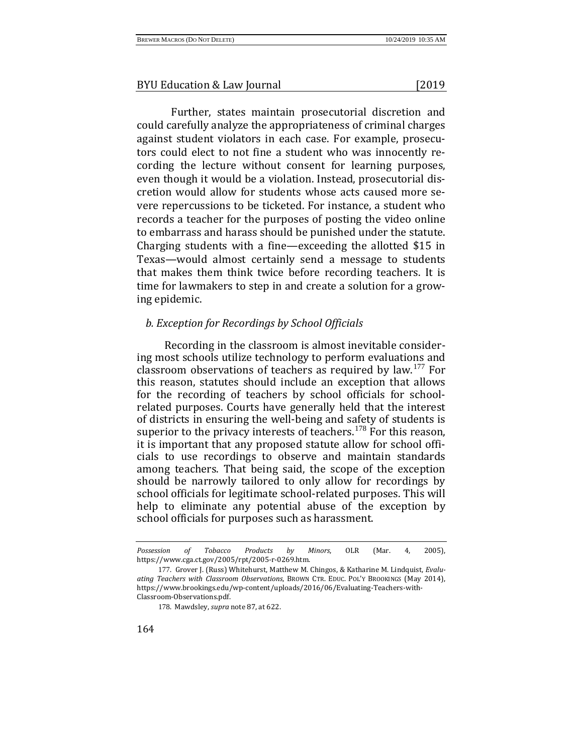Further, states maintain prosecutorial discretion and could carefully analyze the appropriateness of criminal charges against student violators in each case. For example, prosecutors could elect to not fine a student who was innocently recording the lecture without consent for learning purposes, even though it would be a violation. Instead, prosecutorial discretion would allow for students whose acts caused more severe repercussions to be ticketed. For instance, a student who records a teacher for the purposes of posting the video online to embarrass and harass should be punished under the statute. Charging students with a fine—exceeding the allotted $15 in Texas—would almost certainly send a message to students that makes them think twice before recording teachers. It is time for lawmakers to step in and create a solution for a growing epidemic.

### *b. Exception for Recordings by School Officials*

Recording in the classroom is almost inevitable considering most schools utilize technology to perform evaluations and classroom observations of teachers as required by law.[177] For this reason, statutes should include an exception that allows for the recording of teachers by school officials for school-related purposes. Courts have generally held that the interest of districts in ensuring the well-being and safety of students is superior to the privacy interests of teachers.[178] For this reason, it is important that any proposed statute allow for school officials to use recordings to observe and maintain standards among teachers. That being said, the scope of the exception should be narrowly tailored to only allow for recordings by school officials for legitimate school-related purposes. This will help to eliminate any potential abuse of the exception by school officials for purposes such as harassment.

---

*Possession of Tobacco Products by Minors*, OLR (Mar. 4, 2005), https://www.cga.ct.gov/2005/rpt/2005-r-0269.htm.

177. Grover J. (Russ) Whitehurst, Matthew M. Chingos, & Katharine M. Lindquist, *Evaluating Teachers with Classroom Observations*, BROWN CTR. EDUC. POL'Y BROOKINGS (May 2014), https://www.brookings.edu/wp-content/uploads/2016/06/Evaluating-Teachers-with-Classroom-Observations.pdf.

178. Mawdsley, *supra* note 87, at 622.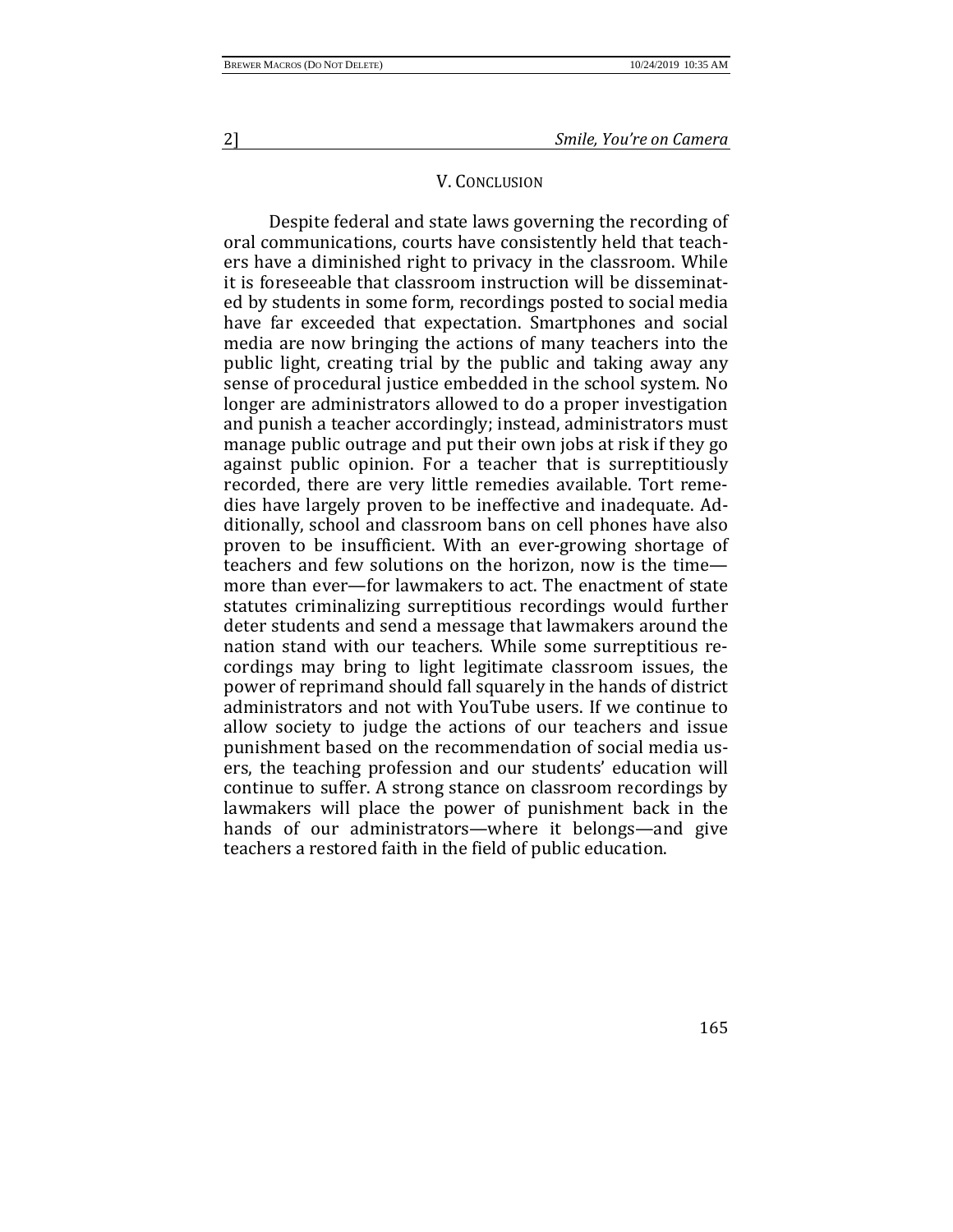## V. CONCLUSION

Despite federal and state laws governing the recording of oral communications, courts have consistently held that teachers have a diminished right to privacy in the classroom. While it is foreseeable that classroom instruction will be disseminated by students in some form, recordings posted to social media have far exceeded that expectation. Smartphones and social media are now bringing the actions of many teachers into the public light, creating trial by the public and taking away any sense of procedural justice embedded in the school system. No longer are administrators allowed to do a proper investigation and punish a teacher accordingly; instead, administrators must manage public outrage and put their own jobs at risk if they go against public opinion. For a teacher that is surreptitiously recorded, there are very little remedies available. Tort remedies have largely proven to be ineffective and inadequate. Additionally, school and classroom bans on cell phones have also proven to be insufficient. With an ever-growing shortage of teachers and few solutions on the horizon, now is the time—more than ever—for lawmakers to act. The enactment of state statutes criminalizing surreptitious recordings would further deter students and send a message that lawmakers around the nation stand with our teachers. While some surreptitious recordings may bring to light legitimate classroom issues, the power of reprimand should fall squarely in the hands of district administrators and not with YouTube users. If we continue to allow society to judge the actions of our teachers and issue punishment based on the recommendation of social media users, the teaching profession and our students' education will continue to suffer. A strong stance on classroom recordings by lawmakers will place the power of punishment back in the hands of our administrators—where it belongs—and give teachers a restored faith in the field of public education.